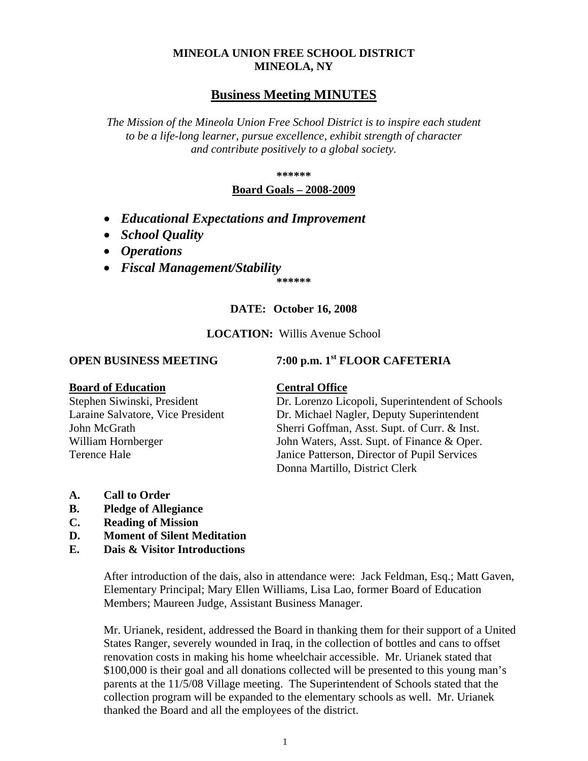**MINEOLA UNION FREE SCHOOL DISTRICT**
**MINEOLA, NY**

# Business Meeting MINUTES

*The Mission of the Mineola Union Free School District is to inspire each student to be a life-long learner, pursue excellence, exhibit strength of character and contribute positively to a global society.*

**\*\*\*\*\*\***

**Board Goals – 2008-2009**

- ***Educational Expectations and Improvement***
- ***School Quality***
- ***Operations***
- ***Fiscal Management/Stability***

**\*\*\*\*\*\***

**DATE: October 16, 2008**

**LOCATION:** Willis Avenue School

**OPEN BUSINESS MEETING** **7:00 p.m. 1st FLOOR CAFETERIA**

**Board of Education**
Stephen Siwinski, President
Laraine Salvatore, Vice President
John McGrath
William Hornberger
Terence Hale

**Central Office**
Dr. Lorenzo Licopoli, Superintendent of Schools
Dr. Michael Nagler, Deputy Superintendent
Sherri Goffman, Asst. Supt. of Curr. & Inst.
John Waters, Asst. Supt. of Finance & Oper.
Janice Patterson, Director of Pupil Services
Donna Martillo, District Clerk

**A. Call to Order**
**B. Pledge of Allegiance**
**C. Reading of Mission**
**D. Moment of Silent Meditation**
**E. Dais & Visitor Introductions**

After introduction of the dais, also in attendance were: Jack Feldman, Esq.; Matt Gaven, Elementary Principal; Mary Ellen Williams, Lisa Lao, former Board of Education Members; Maureen Judge, Assistant Business Manager.

Mr. Urianek, resident, addressed the Board in thanking them for their support of a United States Ranger, severely wounded in Iraq, in the collection of bottles and cans to offset renovation costs in making his home wheelchair accessible. Mr. Urianek stated that $100,000 is their goal and all donations collected will be presented to this young man's parents at the 11/5/08 Village meeting. The Superintendent of Schools stated that the collection program will be expanded to the elementary schools as well. Mr. Urianek thanked the Board and all the employees of the district.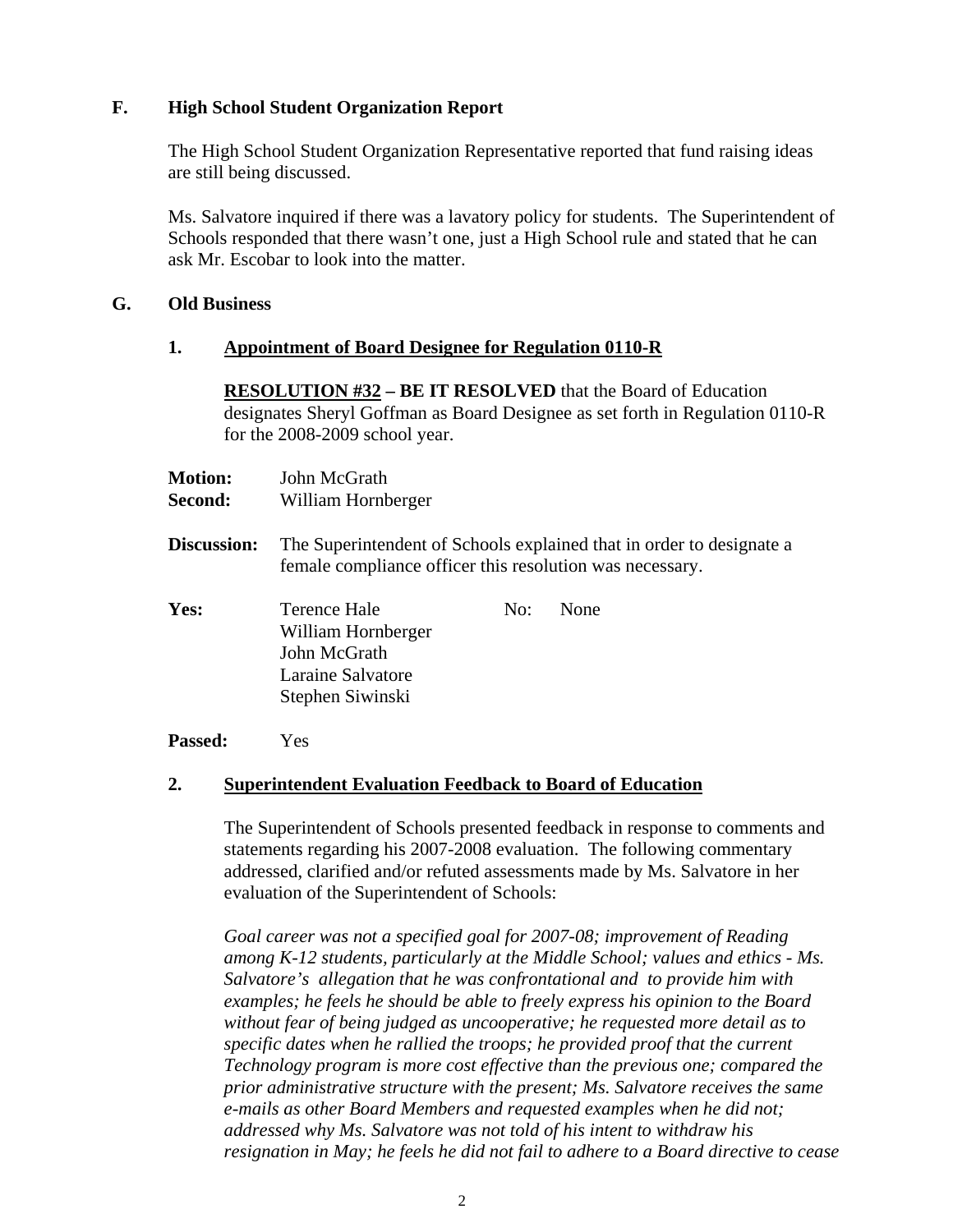## F. High School Student Organization Report

The High School Student Organization Representative reported that fund raising ideas are still being discussed.

Ms. Salvatore inquired if there was a lavatory policy for students. The Superintendent of Schools responded that there wasn't one, just a High School rule and stated that he can ask Mr. Escobar to look into the matter.

## G. Old Business

### 1. Appointment of Board Designee for Regulation 0110-R

**RESOLUTION #32 – BE IT RESOLVED** that the Board of Education designates Sheryl Goffman as Board Designee as set forth in Regulation 0110-R for the 2008-2009 school year.

**Motion:** John McGrath
**Second:** William Hornberger

**Discussion:** The Superintendent of Schools explained that in order to designate a female compliance officer this resolution was necessary.

**Yes:** Terence Hale
William Hornberger
John McGrath
Laraine Salvatore
Stephen Siwinski

No: None

**Passed:** Yes

### 2. Superintendent Evaluation Feedback to Board of Education

The Superintendent of Schools presented feedback in response to comments and statements regarding his 2007-2008 evaluation. The following commentary addressed, clarified and/or refuted assessments made by Ms. Salvatore in her evaluation of the Superintendent of Schools:

*Goal career was not a specified goal for 2007-08; improvement of Reading among K-12 students, particularly at the Middle School; values and ethics - Ms. Salvatore's allegation that he was confrontational and to provide him with examples; he feels he should be able to freely express his opinion to the Board without fear of being judged as uncooperative; he requested more detail as to specific dates when he rallied the troops; he provided proof that the current Technology program is more cost effective than the previous one; compared the prior administrative structure with the present; Ms. Salvatore receives the same e-mails as other Board Members and requested examples when he did not; addressed why Ms. Salvatore was not told of his intent to withdraw his resignation in May; he feels he did not fail to adhere to a Board directive to cease*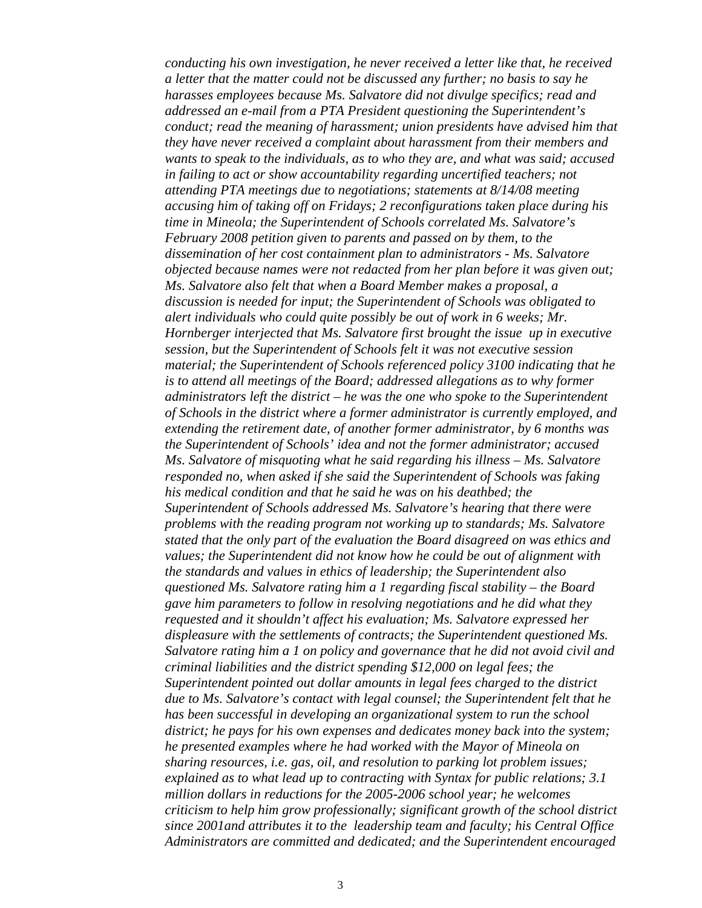*conducting his own investigation, he never received a letter like that, he received a letter that the matter could not be discussed any further; no basis to say he harasses employees because Ms. Salvatore did not divulge specifics; read and addressed an e-mail from a PTA President questioning the Superintendent's conduct; read the meaning of harassment; union presidents have advised him that they have never received a complaint about harassment from their members and wants to speak to the individuals, as to who they are, and what was said; accused in failing to act or show accountability regarding uncertified teachers; not attending PTA meetings due to negotiations; statements at 8/14/08 meeting accusing him of taking off on Fridays; 2 reconfigurations taken place during his time in Mineola; the Superintendent of Schools correlated Ms. Salvatore's February 2008 petition given to parents and passed on by them, to the dissemination of her cost containment plan to administrators - Ms. Salvatore objected because names were not redacted from her plan before it was given out; Ms. Salvatore also felt that when a Board Member makes a proposal, a discussion is needed for input; the Superintendent of Schools was obligated to alert individuals who could quite possibly be out of work in 6 weeks; Mr. Hornberger interjected that Ms. Salvatore first brought the issue up in executive session, but the Superintendent of Schools felt it was not executive session material; the Superintendent of Schools referenced policy 3100 indicating that he is to attend all meetings of the Board; addressed allegations as to why former administrators left the district – he was the one who spoke to the Superintendent of Schools in the district where a former administrator is currently employed, and extending the retirement date, of another former administrator, by 6 months was the Superintendent of Schools' idea and not the former administrator; accused Ms. Salvatore of misquoting what he said regarding his illness – Ms. Salvatore responded no, when asked if she said the Superintendent of Schools was faking his medical condition and that he said he was on his deathbed; the Superintendent of Schools addressed Ms. Salvatore's hearing that there were problems with the reading program not working up to standards; Ms. Salvatore stated that the only part of the evaluation the Board disagreed on was ethics and values; the Superintendent did not know how he could be out of alignment with the standards and values in ethics of leadership; the Superintendent also questioned Ms. Salvatore rating him a 1 regarding fiscal stability – the Board gave him parameters to follow in resolving negotiations and he did what they requested and it shouldn't affect his evaluation; Ms. Salvatore expressed her displeasure with the settlements of contracts; the Superintendent questioned Ms. Salvatore rating him a 1 on policy and governance that he did not avoid civil and criminal liabilities and the district spending $12,000 on legal fees; the Superintendent pointed out dollar amounts in legal fees charged to the district due to Ms. Salvatore's contact with legal counsel; the Superintendent felt that he has been successful in developing an organizational system to run the school district; he pays for his own expenses and dedicates money back into the system; he presented examples where he had worked with the Mayor of Mineola on sharing resources, i.e. gas, oil, and resolution to parking lot problem issues; explained as to what lead up to contracting with Syntax for public relations; 3.1 million dollars in reductions for the 2005-2006 school year; he welcomes criticism to help him grow professionally; significant growth of the school district since 2001and attributes it to the leadership team and faculty; his Central Office Administrators are committed and dedicated; and the Superintendent encouraged*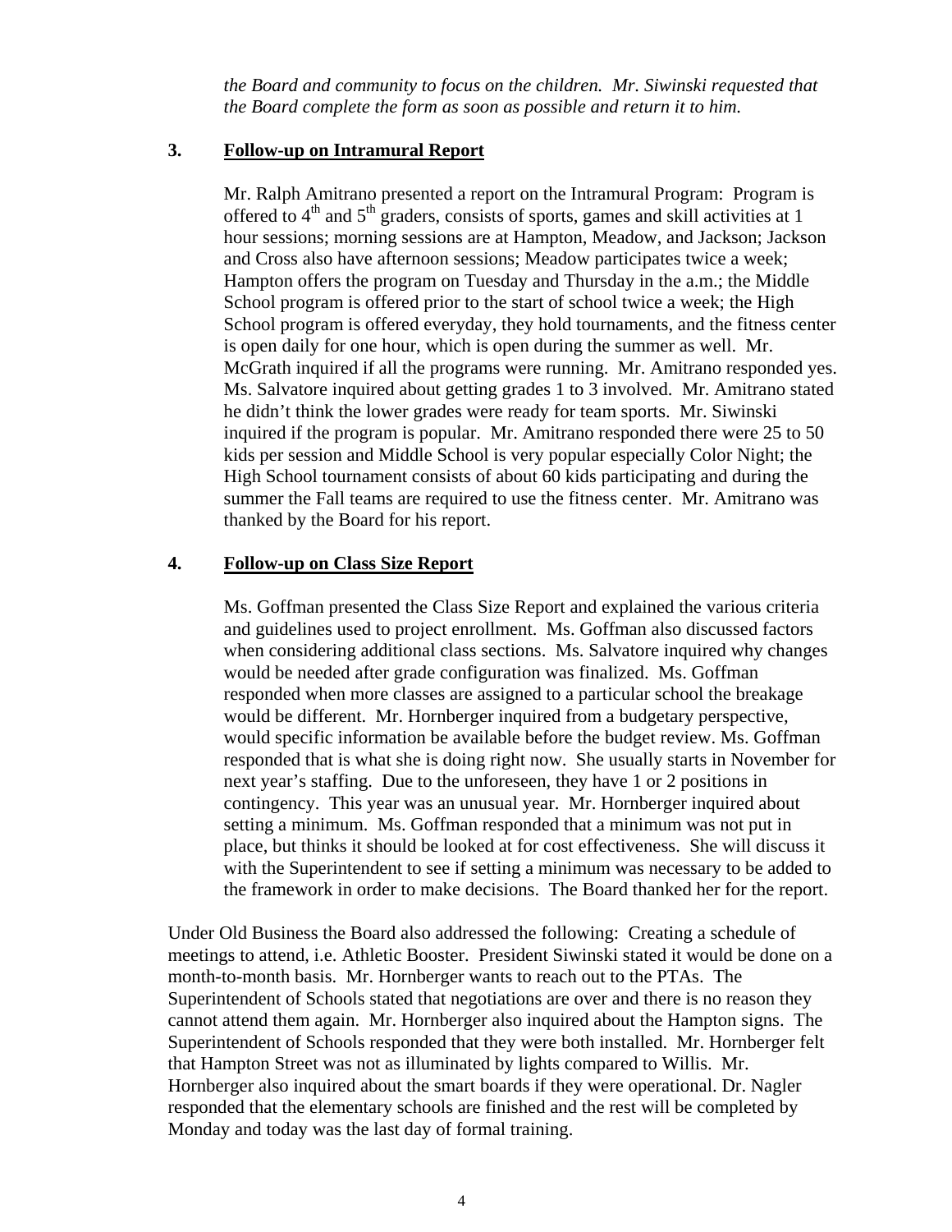*the Board and community to focus on the children. Mr. Siwinski requested that the Board complete the form as soon as possible and return it to him.*

**3. Follow-up on Intramural Report**

Mr. Ralph Amitrano presented a report on the Intramural Program: Program is offered to 4th and 5th graders, consists of sports, games and skill activities at 1 hour sessions; morning sessions are at Hampton, Meadow, and Jackson; Jackson and Cross also have afternoon sessions; Meadow participates twice a week; Hampton offers the program on Tuesday and Thursday in the a.m.; the Middle School program is offered prior to the start of school twice a week; the High School program is offered everyday, they hold tournaments, and the fitness center is open daily for one hour, which is open during the summer as well. Mr. McGrath inquired if all the programs were running. Mr. Amitrano responded yes. Ms. Salvatore inquired about getting grades 1 to 3 involved. Mr. Amitrano stated he didn't think the lower grades were ready for team sports. Mr. Siwinski inquired if the program is popular. Mr. Amitrano responded there were 25 to 50 kids per session and Middle School is very popular especially Color Night; the High School tournament consists of about 60 kids participating and during the summer the Fall teams are required to use the fitness center. Mr. Amitrano was thanked by the Board for his report.

**4. Follow-up on Class Size Report**

Ms. Goffman presented the Class Size Report and explained the various criteria and guidelines used to project enrollment. Ms. Goffman also discussed factors when considering additional class sections. Ms. Salvatore inquired why changes would be needed after grade configuration was finalized. Ms. Goffman responded when more classes are assigned to a particular school the breakage would be different. Mr. Hornberger inquired from a budgetary perspective, would specific information be available before the budget review. Ms. Goffman responded that is what she is doing right now. She usually starts in November for next year's staffing. Due to the unforeseen, they have 1 or 2 positions in contingency. This year was an unusual year. Mr. Hornberger inquired about setting a minimum. Ms. Goffman responded that a minimum was not put in place, but thinks it should be looked at for cost effectiveness. She will discuss it with the Superintendent to see if setting a minimum was necessary to be added to the framework in order to make decisions. The Board thanked her for the report.

Under Old Business the Board also addressed the following: Creating a schedule of meetings to attend, i.e. Athletic Booster. President Siwinski stated it would be done on a month-to-month basis. Mr. Hornberger wants to reach out to the PTAs. The Superintendent of Schools stated that negotiations are over and there is no reason they cannot attend them again. Mr. Hornberger also inquired about the Hampton signs. The Superintendent of Schools responded that they were both installed. Mr. Hornberger felt that Hampton Street was not as illuminated by lights compared to Willis. Mr. Hornberger also inquired about the smart boards if they were operational. Dr. Nagler responded that the elementary schools are finished and the rest will be completed by Monday and today was the last day of formal training.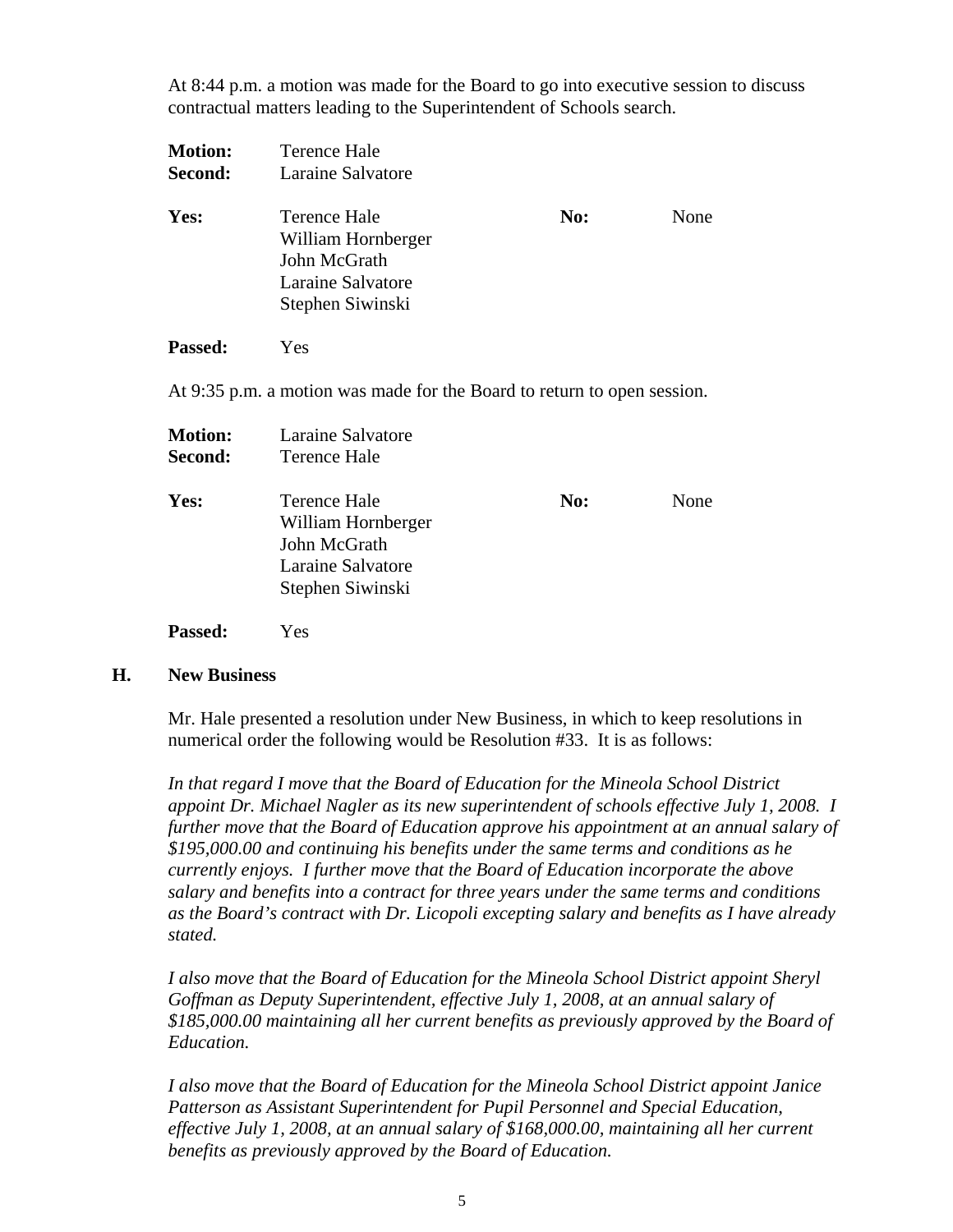At 8:44 p.m. a motion was made for the Board to go into executive session to discuss contractual matters leading to the Superintendent of Schools search.

**Motion:** Terence Hale
**Second:** Laraine Salvatore

| **Yes:** | | **No:** | |
|---|---|---|---|
| | Terence Hale | | None |
| | William Hornberger | | |
| | John McGrath | | |
| | Laraine Salvatore | | |
| | Stephen Siwinski | | |

**Passed:** Yes

At 9:35 p.m. a motion was made for the Board to return to open session.

**Motion:** Laraine Salvatore
**Second:** Terence Hale

| **Yes:** | | **No:** | |
|---|---|---|---|
| | Terence Hale | | None |
| | William Hornberger | | |
| | John McGrath | | |
| | Laraine Salvatore | | |
| | Stephen Siwinski | | |

**Passed:** Yes

## H. New Business

Mr. Hale presented a resolution under New Business, in which to keep resolutions in numerical order the following would be Resolution #33. It is as follows:

*In that regard I move that the Board of Education for the Mineola School District appoint Dr. Michael Nagler as its new superintendent of schools effective July 1, 2008. I further move that the Board of Education approve his appointment at an annual salary of $195,000.00 and continuing his benefits under the same terms and conditions as he currently enjoys. I further move that the Board of Education incorporate the above salary and benefits into a contract for three years under the same terms and conditions as the Board's contract with Dr. Licopoli excepting salary and benefits as I have already stated.*

*I also move that the Board of Education for the Mineola School District appoint Sheryl Goffman as Deputy Superintendent, effective July 1, 2008, at an annual salary of $185,000.00 maintaining all her current benefits as previously approved by the Board of Education.*

*I also move that the Board of Education for the Mineola School District appoint Janice Patterson as Assistant Superintendent for Pupil Personnel and Special Education, effective July 1, 2008, at an annual salary of $168,000.00, maintaining all her current benefits as previously approved by the Board of Education.*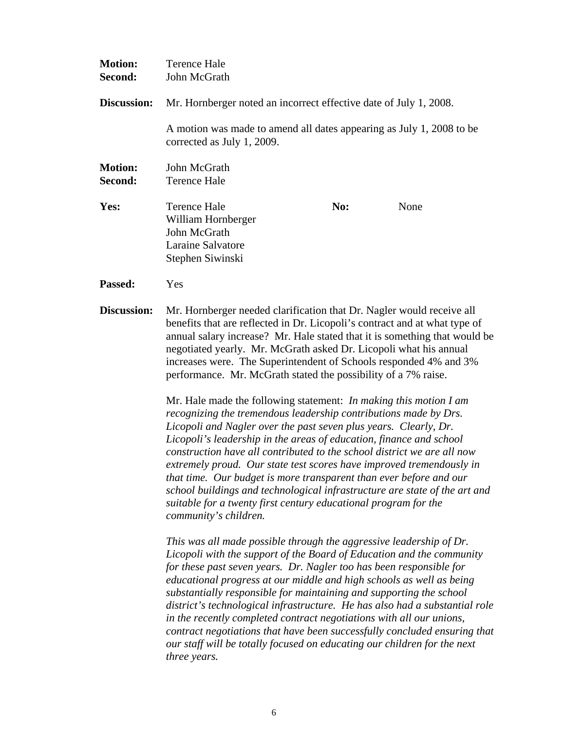**Motion:** Terence Hale
**Second:** John McGrath

**Discussion:** Mr. Hornberger noted an incorrect effective date of July 1, 2008.

A motion was made to amend all dates appearing as July 1, 2008 to be corrected as July 1, 2009.

**Motion:** John McGrath
**Second:** Terence Hale

**Yes:** Terence Hale
William Hornberger
John McGrath
Laraine Salvatore
Stephen Siwinski

**No:** None

**Passed:** Yes

**Discussion:** Mr. Hornberger needed clarification that Dr. Nagler would receive all benefits that are reflected in Dr. Licopoli's contract and at what type of annual salary increase? Mr. Hale stated that it is something that would be negotiated yearly. Mr. McGrath asked Dr. Licopoli what his annual increases were. The Superintendent of Schools responded 4% and 3% performance. Mr. McGrath stated the possibility of a 7% raise.

Mr. Hale made the following statement: *In making this motion I am recognizing the tremendous leadership contributions made by Drs. Licopoli and Nagler over the past seven plus years. Clearly, Dr. Licopoli's leadership in the areas of education, finance and school construction have all contributed to the school district we are all now extremely proud. Our state test scores have improved tremendously in that time. Our budget is more transparent than ever before and our school buildings and technological infrastructure are state of the art and suitable for a twenty first century educational program for the community's children.*

*This was all made possible through the aggressive leadership of Dr. Licopoli with the support of the Board of Education and the community for these past seven years. Dr. Nagler too has been responsible for educational progress at our middle and high schools as well as being substantially responsible for maintaining and supporting the school district's technological infrastructure. He has also had a substantial role in the recently completed contract negotiations with all our unions, contract negotiations that have been successfully concluded ensuring that our staff will be totally focused on educating our children for the next three years.*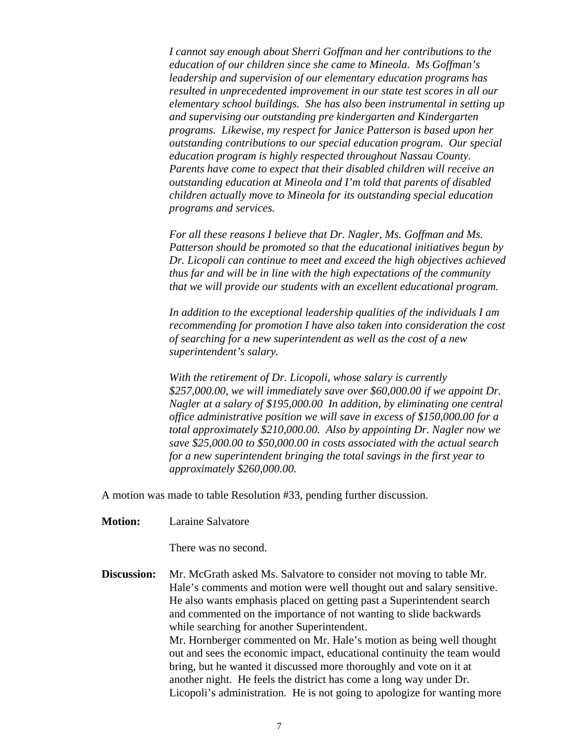*I cannot say enough about Sherri Goffman and her contributions to the education of our children since she came to Mineola. Ms Goffman's leadership and supervision of our elementary education programs has resulted in unprecedented improvement in our state test scores in all our elementary school buildings. She has also been instrumental in setting up and supervising our outstanding pre kindergarten and Kindergarten programs. Likewise, my respect for Janice Patterson is based upon her outstanding contributions to our special education program. Our special education program is highly respected throughout Nassau County. Parents have come to expect that their disabled children will receive an outstanding education at Mineola and I'm told that parents of disabled children actually move to Mineola for its outstanding special education programs and services.*

*For all these reasons I believe that Dr. Nagler, Ms. Goffman and Ms. Patterson should be promoted so that the educational initiatives begun by Dr. Licopoli can continue to meet and exceed the high objectives achieved thus far and will be in line with the high expectations of the community that we will provide our students with an excellent educational program.*

*In addition to the exceptional leadership qualities of the individuals I am recommending for promotion I have also taken into consideration the cost of searching for a new superintendent as well as the cost of a new superintendent's salary.*

*With the retirement of Dr. Licopoli, whose salary is currently $257,000.00, we will immediately save over $60,000.00 if we appoint Dr. Nagler at a salary of $195,000.00 In addition, by eliminating one central office administrative position we will save in excess of $150,000.00 for a total approximately $210,000.00. Also by appointing Dr. Nagler now we save $25,000.00 to $50,000.00 in costs associated with the actual search for a new superintendent bringing the total savings in the first year to approximately $260,000.00.*

A motion was made to table Resolution #33, pending further discussion.

**Motion:** Laraine Salvatore

There was no second.

**Discussion:** Mr. McGrath asked Ms. Salvatore to consider not moving to table Mr. Hale's comments and motion were well thought out and salary sensitive. He also wants emphasis placed on getting past a Superintendent search and commented on the importance of not wanting to slide backwards while searching for another Superintendent.
Mr. Hornberger commented on Mr. Hale's motion as being well thought out and sees the economic impact, educational continuity the team would bring, but he wanted it discussed more thoroughly and vote on it at another night. He feels the district has come a long way under Dr. Licopoli's administration. He is not going to apologize for wanting more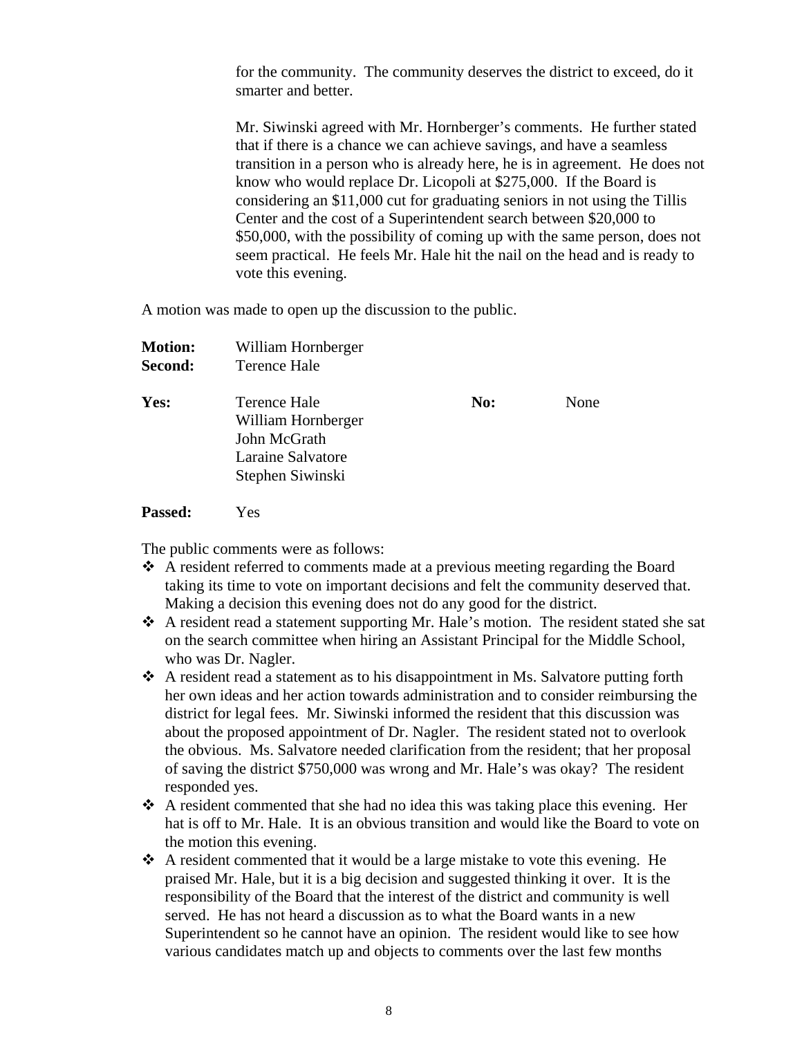for the community. The community deserves the district to exceed, do it smarter and better.

Mr. Siwinski agreed with Mr. Hornberger's comments. He further stated that if there is a chance we can achieve savings, and have a seamless transition in a person who is already here, he is in agreement. He does not know who would replace Dr. Licopoli at $275,000. If the Board is considering an $11,000 cut for graduating seniors in not using the Tillis Center and the cost of a Superintendent search between $20,000 to $50,000, with the possibility of coming up with the same person, does not seem practical. He feels Mr. Hale hit the nail on the head and is ready to vote this evening.

A motion was made to open up the discussion to the public.

**Motion:** William Hornberger
**Second:** Terence Hale

**Yes:** Terence Hale, William Hornberger, John McGrath, Laraine Salvatore, Stephen Siwinski

**No:** None

**Passed:** Yes

The public comments were as follows:

- A resident referred to comments made at a previous meeting regarding the Board taking its time to vote on important decisions and felt the community deserved that. Making a decision this evening does not do any good for the district.
- A resident read a statement supporting Mr. Hale's motion. The resident stated she sat on the search committee when hiring an Assistant Principal for the Middle School, who was Dr. Nagler.
- A resident read a statement as to his disappointment in Ms. Salvatore putting forth her own ideas and her action towards administration and to consider reimbursing the district for legal fees. Mr. Siwinski informed the resident that this discussion was about the proposed appointment of Dr. Nagler. The resident stated not to overlook the obvious. Ms. Salvatore needed clarification from the resident; that her proposal of saving the district $750,000 was wrong and Mr. Hale's was okay? The resident responded yes.
- A resident commented that she had no idea this was taking place this evening. Her hat is off to Mr. Hale. It is an obvious transition and would like the Board to vote on the motion this evening.
- A resident commented that it would be a large mistake to vote this evening. He praised Mr. Hale, but it is a big decision and suggested thinking it over. It is the responsibility of the Board that the interest of the district and community is well served. He has not heard a discussion as to what the Board wants in a new Superintendent so he cannot have an opinion. The resident would like to see how various candidates match up and objects to comments over the last few months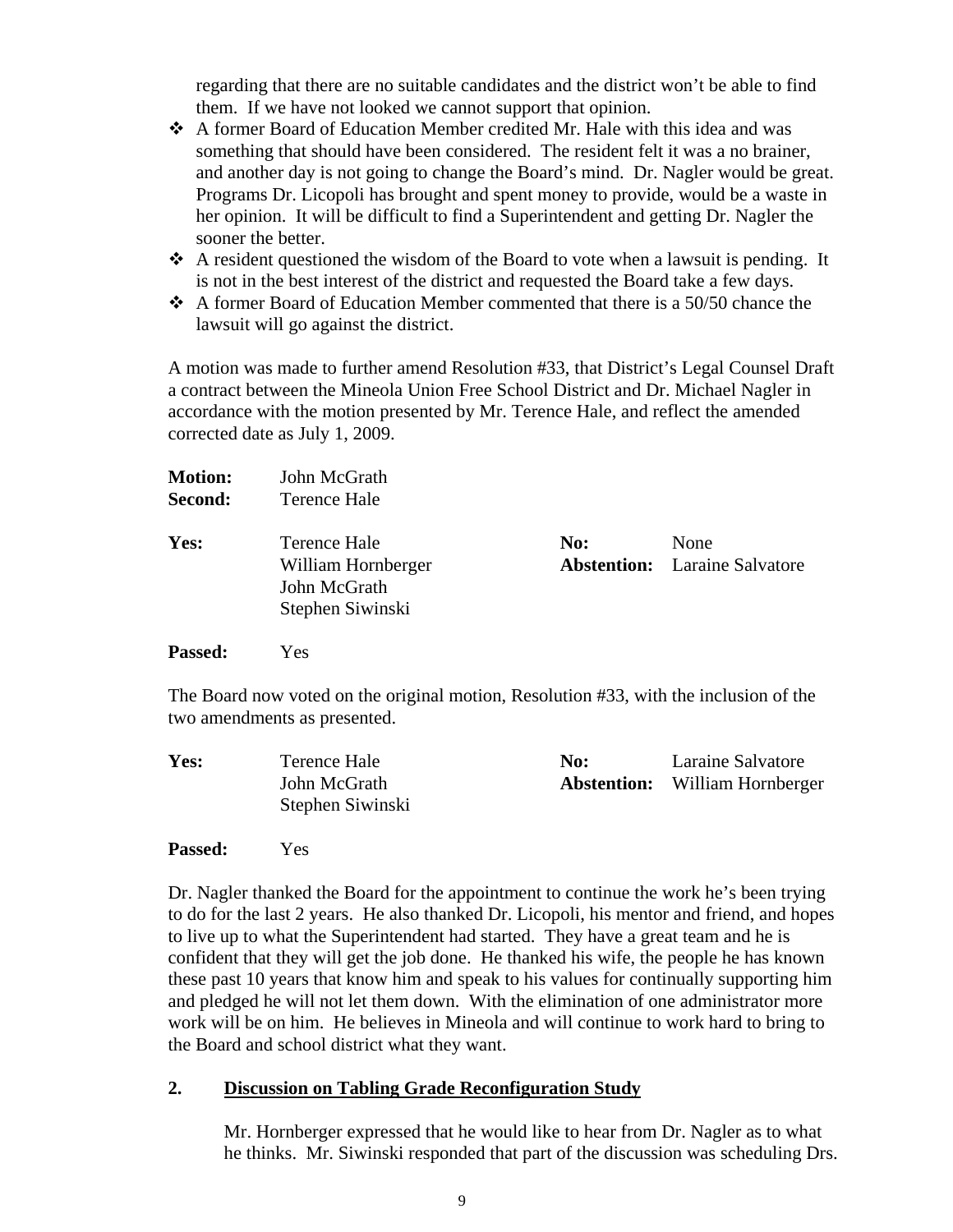regarding that there are no suitable candidates and the district won't be able to find them. If we have not looked we cannot support that opinion.

- A former Board of Education Member credited Mr. Hale with this idea and was something that should have been considered. The resident felt it was a no brainer, and another day is not going to change the Board's mind. Dr. Nagler would be great. Programs Dr. Licopoli has brought and spent money to provide, would be a waste in her opinion. It will be difficult to find a Superintendent and getting Dr. Nagler the sooner the better.
- A resident questioned the wisdom of the Board to vote when a lawsuit is pending. It is not in the best interest of the district and requested the Board take a few days.
- A former Board of Education Member commented that there is a 50/50 chance the lawsuit will go against the district.

A motion was made to further amend Resolution #33, that District's Legal Counsel Draft a contract between the Mineola Union Free School District and Dr. Michael Nagler in accordance with the motion presented by Mr. Terence Hale, and reflect the amended corrected date as July 1, 2009.

**Motion:** John McGrath
**Second:** Terence Hale

| | | | |
|---|---|---|---|
| **Yes:** | Terence Hale | **No:** | None |
| | William Hornberger | **Abstention:** | Laraine Salvatore |
| | John McGrath | | |
| | Stephen Siwinski | | |

**Passed:** Yes

The Board now voted on the original motion, Resolution #33, with the inclusion of the two amendments as presented.

| | | | |
|---|---|---|---|
| **Yes:** | Terence Hale | **No:** | Laraine Salvatore |
| | John McGrath | **Abstention:** | William Hornberger |
| | Stephen Siwinski | | |

**Passed:** Yes

Dr. Nagler thanked the Board for the appointment to continue the work he's been trying to do for the last 2 years. He also thanked Dr. Licopoli, his mentor and friend, and hopes to live up to what the Superintendent had started. They have a great team and he is confident that they will get the job done. He thanked his wife, the people he has known these past 10 years that know him and speak to his values for continually supporting him and pledged he will not let them down. With the elimination of one administrator more work will be on him. He believes in Mineola and will continue to work hard to bring to the Board and school district what they want.

## 2. Discussion on Tabling Grade Reconfiguration Study

Mr. Hornberger expressed that he would like to hear from Dr. Nagler as to what he thinks. Mr. Siwinski responded that part of the discussion was scheduling Drs.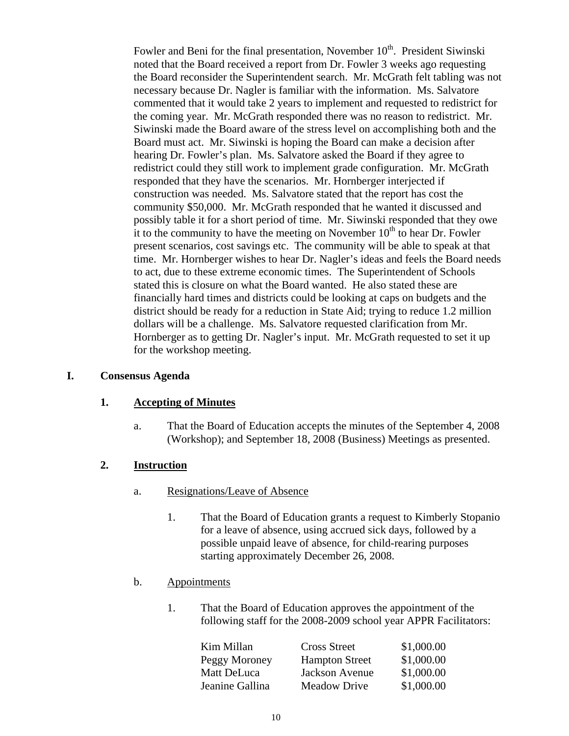Fowler and Beni for the final presentation, November 10th. President Siwinski noted that the Board received a report from Dr. Fowler 3 weeks ago requesting the Board reconsider the Superintendent search. Mr. McGrath felt tabling was not necessary because Dr. Nagler is familiar with the information. Ms. Salvatore commented that it would take 2 years to implement and requested to redistrict for the coming year. Mr. McGrath responded there was no reason to redistrict. Mr. Siwinski made the Board aware of the stress level on accomplishing both and the Board must act. Mr. Siwinski is hoping the Board can make a decision after hearing Dr. Fowler's plan. Ms. Salvatore asked the Board if they agree to redistrict could they still work to implement grade configuration. Mr. McGrath responded that they have the scenarios. Mr. Hornberger interjected if construction was needed. Ms. Salvatore stated that the report has cost the community $50,000. Mr. McGrath responded that he wanted it discussed and possibly table it for a short period of time. Mr. Siwinski responded that they owe it to the community to have the meeting on November 10th to hear Dr. Fowler present scenarios, cost savings etc. The community will be able to speak at that time. Mr. Hornberger wishes to hear Dr. Nagler's ideas and feels the Board needs to act, due to these extreme economic times. The Superintendent of Schools stated this is closure on what the Board wanted. He also stated these are financially hard times and districts could be looking at caps on budgets and the district should be ready for a reduction in State Aid; trying to reduce 1.2 million dollars will be a challenge. Ms. Salvatore requested clarification from Mr. Hornberger as to getting Dr. Nagler's input. Mr. McGrath requested to set it up for the workshop meeting.

## I. Consensus Agenda

### 1. Accepting of Minutes

a. That the Board of Education accepts the minutes of the September 4, 2008 (Workshop); and September 18, 2008 (Business) Meetings as presented.

### 2. Instruction

a. Resignations/Leave of Absence

1. That the Board of Education grants a request to Kimberly Stopanio for a leave of absence, using accrued sick days, followed by a possible unpaid leave of absence, for child-rearing purposes starting approximately December 26, 2008.

b. Appointments

1. That the Board of Education approves the appointment of the following staff for the 2008-2009 school year APPR Facilitators:

| | | |
|---|---|---|
| Kim Millan | Cross Street | $1,000.00 |
| Peggy Moroney | Hampton Street | $1,000.00 |
| Matt DeLuca | Jackson Avenue | $1,000.00 |
| Jeanine Gallina | Meadow Drive | $1,000.00 |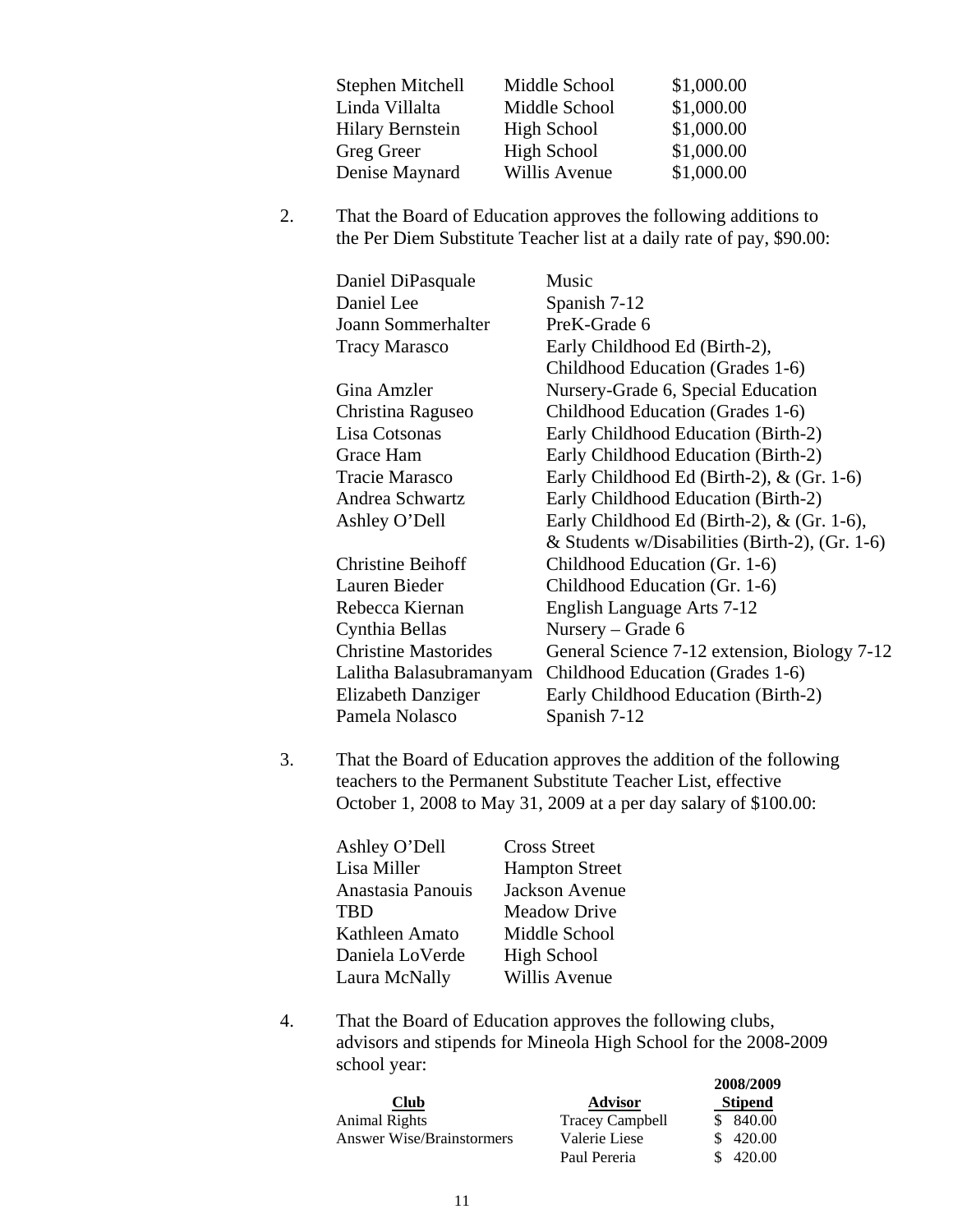| | | |
|---|---|---|
| Stephen Mitchell | Middle School | $1,000.00 |
| Linda Villalta | Middle School | $1,000.00 |
| Hilary Bernstein | High School | $1,000.00 |
| Greg Greer | High School | $1,000.00 |
| Denise Maynard | Willis Avenue | $1,000.00 |

2. That the Board of Education approves the following additions to the Per Diem Substitute Teacher list at a daily rate of pay, $90.00:

| | |
|---|---|
| Daniel DiPasquale | Music |
| Daniel Lee | Spanish 7-12 |
| Joann Sommerhalter | PreK-Grade 6 |
| Tracy Marasco | Early Childhood Ed (Birth-2), Childhood Education (Grades 1-6) |
| Gina Amzler | Nursery-Grade 6, Special Education |
| Christina Raguseo | Childhood Education (Grades 1-6) |
| Lisa Cotsonas | Early Childhood Education (Birth-2) |
| Grace Ham | Early Childhood Education (Birth-2) |
| Tracie Marasco | Early Childhood Ed (Birth-2), & (Gr. 1-6) |
| Andrea Schwartz | Early Childhood Education (Birth-2) |
| Ashley O'Dell | Early Childhood Ed (Birth-2), & (Gr. 1-6), & Students w/Disabilities (Birth-2), (Gr. 1-6) |
| Christine Beihoff | Childhood Education (Gr. 1-6) |
| Lauren Bieder | Childhood Education (Gr. 1-6) |
| Rebecca Kiernan | English Language Arts 7-12 |
| Cynthia Bellas | Nursery – Grade 6 |
| Christine Mastorides | General Science 7-12 extension, Biology 7-12 |
| Lalitha Balasubramanyam | Childhood Education (Grades 1-6) |
| Elizabeth Danziger | Early Childhood Education (Birth-2) |
| Pamela Nolasco | Spanish 7-12 |

3. That the Board of Education approves the addition of the following teachers to the Permanent Substitute Teacher List, effective October 1, 2008 to May 31, 2009 at a per day salary of $100.00:

| | |
|---|---|
| Ashley O'Dell | Cross Street |
| Lisa Miller | Hampton Street |
| Anastasia Panouis | Jackson Avenue |
| TBD | Meadow Drive |
| Kathleen Amato | Middle School |
| Daniela LoVerde | High School |
| Laura McNally | Willis Avenue |

4. That the Board of Education approves the following clubs, advisors and stipends for Mineola High School for the 2008-2009 school year:

| Club | Advisor | 2008/2009 Stipend |
|---|---|---|
| Animal Rights | Tracey Campbell | $ 840.00 |
| Answer Wise/Brainstormers | Valerie Liese | $ 420.00 |
| | Paul Pereria | $ 420.00 |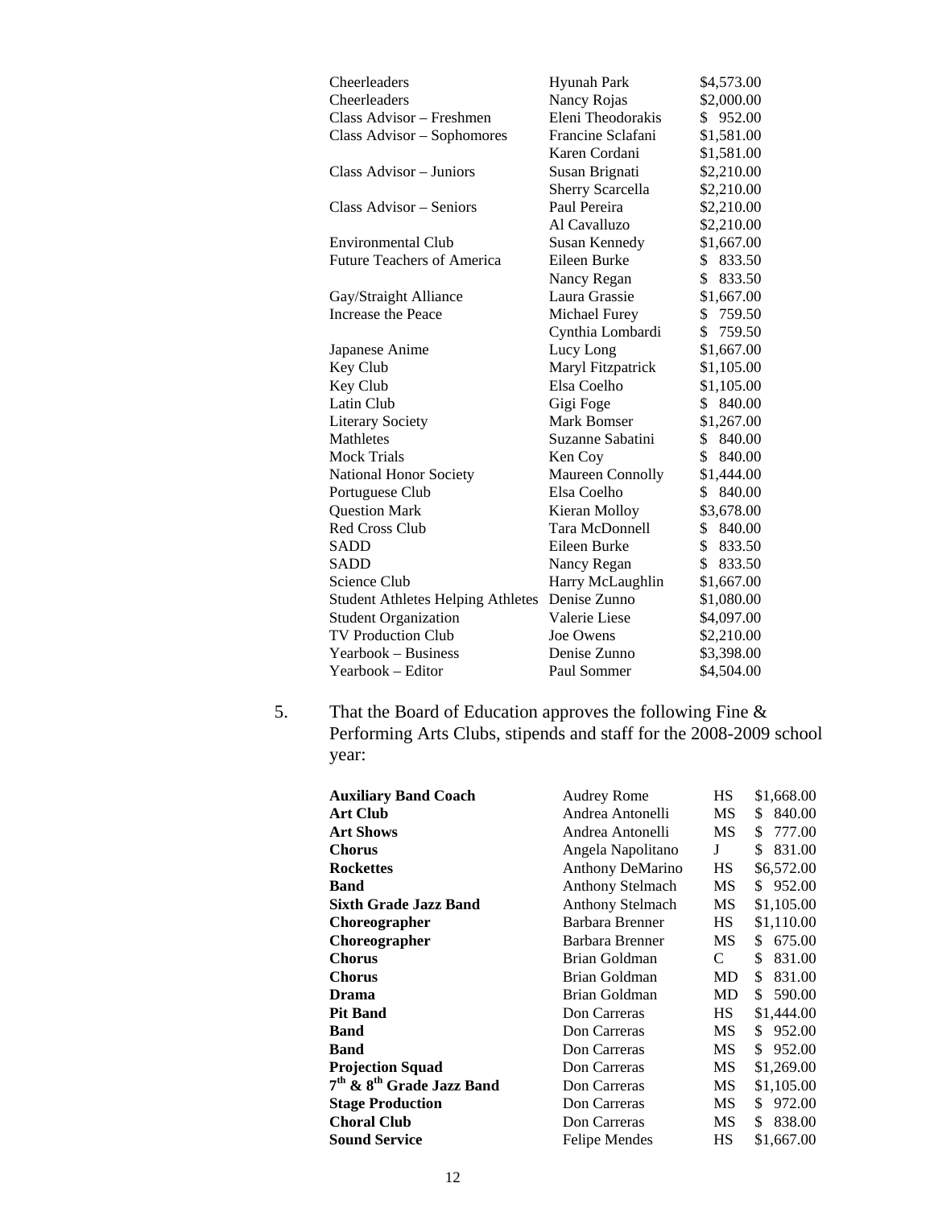| | | |
|---|---|---|
| Cheerleaders | Hyunah Park | $4,573.00 |
| Cheerleaders | Nancy Rojas | $2,000.00 |
| Class Advisor – Freshmen | Eleni Theodorakis | $ 952.00 |
| Class Advisor – Sophomores | Francine Sclafani | $1,581.00 |
| | Karen Cordani | $1,581.00 |
| Class Advisor – Juniors | Susan Brignati | $2,210.00 |
| | Sherry Scarcella | $2,210.00 |
| Class Advisor – Seniors | Paul Pereira | $2,210.00 |
| | Al Cavalluzo | $2,210.00 |
| Environmental Club | Susan Kennedy | $1,667.00 |
| Future Teachers of America | Eileen Burke | $ 833.50 |
| | Nancy Regan | $ 833.50 |
| Gay/Straight Alliance | Laura Grassie | $1,667.00 |
| Increase the Peace | Michael Furey | $ 759.50 |
| | Cynthia Lombardi | $ 759.50 |
| Japanese Anime | Lucy Long | $1,667.00 |
| Key Club | Maryl Fitzpatrick | $1,105.00 |
| Key Club | Elsa Coelho | $1,105.00 |
| Latin Club | Gigi Foge | $ 840.00 |
| Literary Society | Mark Bomser | $1,267.00 |
| Mathletes | Suzanne Sabatini | $ 840.00 |
| Mock Trials | Ken Coy | $ 840.00 |
| National Honor Society | Maureen Connolly | $1,444.00 |
| Portuguese Club | Elsa Coelho | $ 840.00 |
| Question Mark | Kieran Molloy | $3,678.00 |
| Red Cross Club | Tara McDonnell | $ 840.00 |
| SADD | Eileen Burke | $ 833.50 |
| SADD | Nancy Regan | $ 833.50 |
| Science Club | Harry McLaughlin | $1,667.00 |
| Student Athletes Helping Athletes | Denise Zunno | $1,080.00 |
| Student Organization | Valerie Liese | $4,097.00 |
| TV Production Club | Joe Owens | $2,210.00 |
| Yearbook – Business | Denise Zunno | $3,398.00 |
| Yearbook – Editor | Paul Sommer | $4,504.00 |

5. That the Board of Education approves the following Fine & Performing Arts Clubs, stipends and staff for the 2008-2009 school year:

| | | | |
|---|---|---|---|
| **Auxiliary Band Coach** | Audrey Rome | HS | $1,668.00 |
| **Art Club** | Andrea Antonelli | MS | $ 840.00 |
| **Art Shows** | Andrea Antonelli | MS | $ 777.00 |
| **Chorus** | Angela Napolitano | J | $ 831.00 |
| **Rockettes** | Anthony DeMarino | HS | $6,572.00 |
| **Band** | Anthony Stelmach | MS | $ 952.00 |
| **Sixth Grade Jazz Band** | Anthony Stelmach | MS | $1,105.00 |
| **Choreographer** | Barbara Brenner | HS | $1,110.00 |
| **Choreographer** | Barbara Brenner | MS | $ 675.00 |
| **Chorus** | Brian Goldman | C | $ 831.00 |
| **Chorus** | Brian Goldman | MD | $ 831.00 |
| **Drama** | Brian Goldman | MD | $ 590.00 |
| **Pit Band** | Don Carreras | HS | $1,444.00 |
| **Band** | Don Carreras | MS | $ 952.00 |
| **Band** | Don Carreras | MS | $ 952.00 |
| **Projection Squad** | Don Carreras | MS | $1,269.00 |
| **7th & 8th Grade Jazz Band** | Don Carreras | MS | $1,105.00 |
| **Stage Production** | Don Carreras | MS | $ 972.00 |
| **Choral Club** | Don Carreras | MS | $ 838.00 |
| **Sound Service** | Felipe Mendes | HS | $1,667.00 |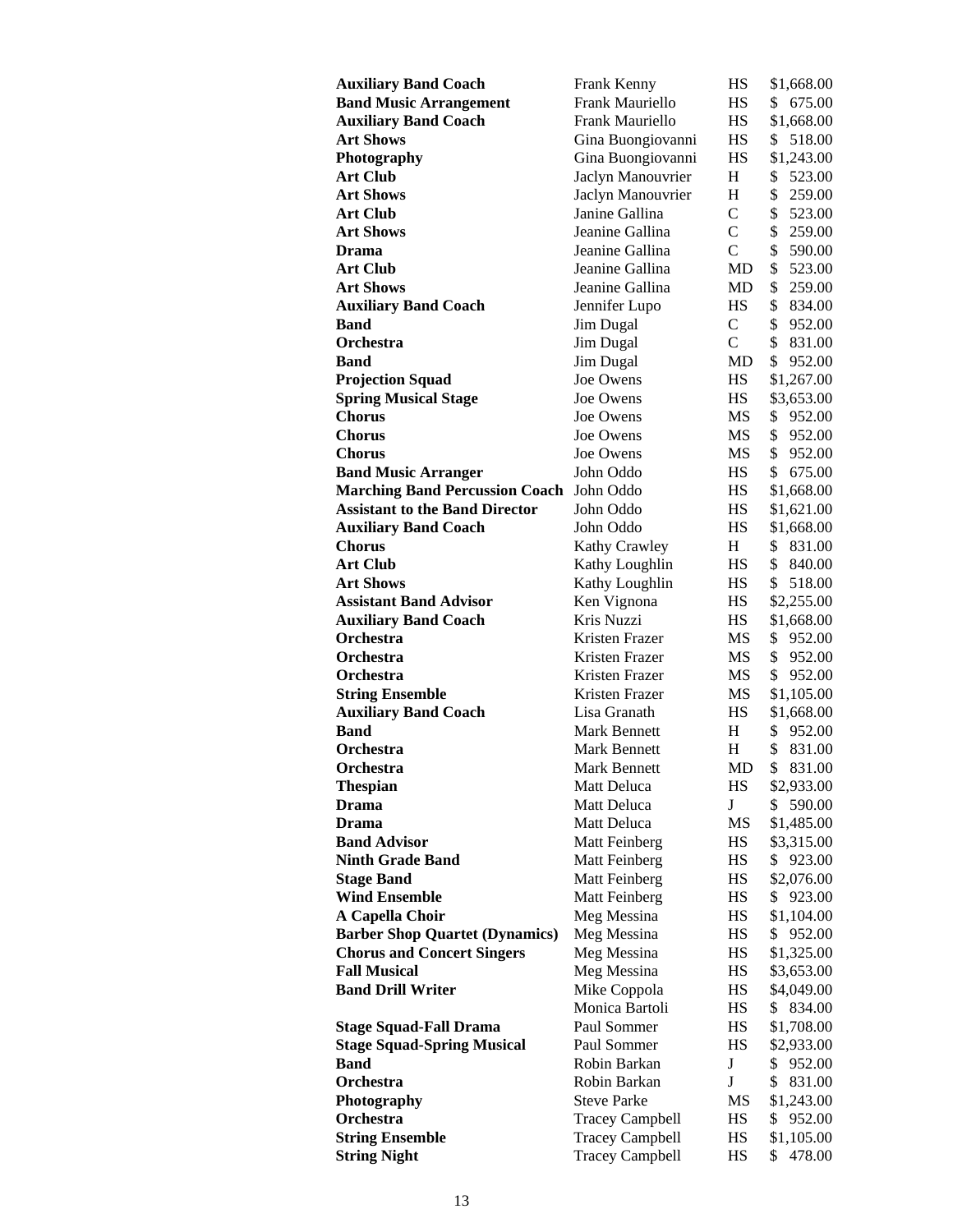| | | | |
|---|---|---|---|
| **Auxiliary Band Coach** | Frank Kenny | HS | $1,668.00 |
| **Band Music Arrangement** | Frank Mauriello | HS | $ 675.00 |
| **Auxiliary Band Coach** | Frank Mauriello | HS | $1,668.00 |
| **Art Shows** | Gina Buongiovanni | HS | $ 518.00 |
| **Photography** | Gina Buongiovanni | HS | $1,243.00 |
| **Art Club** | Jaclyn Manouvrier | H | $ 523.00 |
| **Art Shows** | Jaclyn Manouvrier | H | $ 259.00 |
| **Art Club** | Janine Gallina | C | $ 523.00 |
| **Art Shows** | Jeanine Gallina | C | $ 259.00 |
| **Drama** | Jeanine Gallina | C | $ 590.00 |
| **Art Club** | Jeanine Gallina | MD | $ 523.00 |
| **Art Shows** | Jeanine Gallina | MD | $ 259.00 |
| **Auxiliary Band Coach** | Jennifer Lupo | HS | $ 834.00 |
| **Band** | Jim Dugal | C | $ 952.00 |
| **Orchestra** | Jim Dugal | C | $ 831.00 |
| **Band** | Jim Dugal | MD | $ 952.00 |
| **Projection Squad** | Joe Owens | HS | $1,267.00 |
| **Spring Musical Stage** | Joe Owens | HS | $3,653.00 |
| **Chorus** | Joe Owens | MS | $ 952.00 |
| **Chorus** | Joe Owens | MS | $ 952.00 |
| **Chorus** | Joe Owens | MS | $ 952.00 |
| **Band Music Arranger** | John Oddo | HS | $ 675.00 |
| **Marching Band Percussion Coach** | John Oddo | HS | $1,668.00 |
| **Assistant to the Band Director** | John Oddo | HS | $1,621.00 |
| **Auxiliary Band Coach** | John Oddo | HS | $1,668.00 |
| **Chorus** | Kathy Crawley | H | $ 831.00 |
| **Art Club** | Kathy Loughlin | HS | $ 840.00 |
| **Art Shows** | Kathy Loughlin | HS | $ 518.00 |
| **Assistant Band Advisor** | Ken Vignona | HS | $2,255.00 |
| **Auxiliary Band Coach** | Kris Nuzzi | HS | $1,668.00 |
| **Orchestra** | Kristen Frazer | MS | $ 952.00 |
| **Orchestra** | Kristen Frazer | MS | $ 952.00 |
| **Orchestra** | Kristen Frazer | MS | $ 952.00 |
| **String Ensemble** | Kristen Frazer | MS | $1,105.00 |
| **Auxiliary Band Coach** | Lisa Granath | HS | $1,668.00 |
| **Band** | Mark Bennett | H | $ 952.00 |
| **Orchestra** | Mark Bennett | H | $ 831.00 |
| **Orchestra** | Mark Bennett | MD | $ 831.00 |
| **Thespian** | Matt Deluca | HS | $2,933.00 |
| **Drama** | Matt Deluca | J | $ 590.00 |
| **Drama** | Matt Deluca | MS | $1,485.00 |
| **Band Advisor** | Matt Feinberg | HS | $3,315.00 |
| **Ninth Grade Band** | Matt Feinberg | HS | $ 923.00 |
| **Stage Band** | Matt Feinberg | HS | $2,076.00 |
| **Wind Ensemble** | Matt Feinberg | HS | $ 923.00 |
| **A Capella Choir** | Meg Messina | HS | $1,104.00 |
| **Barber Shop Quartet (Dynamics)** | Meg Messina | HS | $ 952.00 |
| **Chorus and Concert Singers** | Meg Messina | HS | $1,325.00 |
| **Fall Musical** | Meg Messina | HS | $3,653.00 |
| **Band Drill Writer** | Mike Coppola | HS | $4,049.00 |
| | Monica Bartoli | HS | $ 834.00 |
| **Stage Squad-Fall Drama** | Paul Sommer | HS | $1,708.00 |
| **Stage Squad-Spring Musical** | Paul Sommer | HS | $2,933.00 |
| **Band** | Robin Barkan | J | $ 952.00 |
| **Orchestra** | Robin Barkan | J | $ 831.00 |
| **Photography** | Steve Parke | MS | $1,243.00 |
| **Orchestra** | Tracey Campbell | HS | $ 952.00 |
| **String Ensemble** | Tracey Campbell | HS | $1,105.00 |
| **String Night** | Tracey Campbell | HS | $ 478.00 |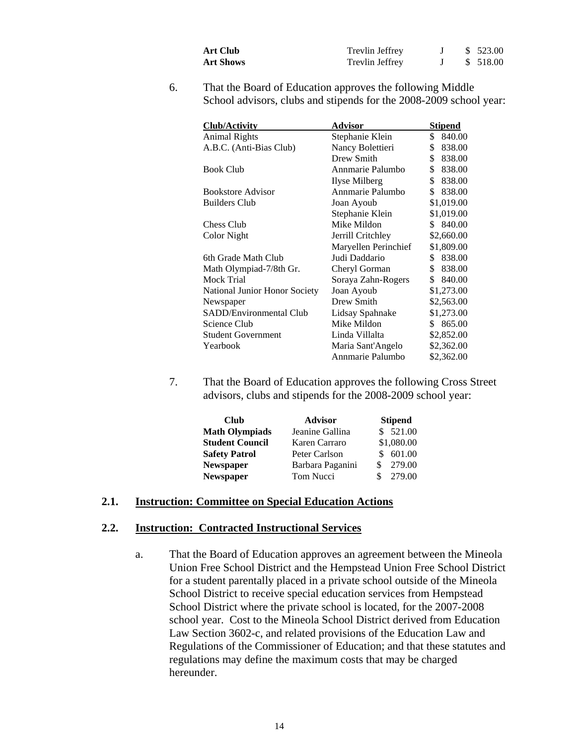| | | | |
|---|---|---|---|
| **Art Club** | Trevlin Jeffrey | J | $ 523.00 |
| **Art Shows** | Trevlin Jeffrey | J | $ 518.00 |

6. That the Board of Education approves the following Middle School advisors, clubs and stipends for the 2008-2009 school year:

| Club/Activity | Advisor | Stipend |
|---|---|---|
| Animal Rights | Stephanie Klein | $ 840.00 |
| A.B.C. (Anti-Bias Club) | Nancy Bolettieri | $ 838.00 |
| | Drew Smith | $ 838.00 |
| Book Club | Annmarie Palumbo | $ 838.00 |
| | Ilyse Milberg | $ 838.00 |
| Bookstore Advisor | Annmarie Palumbo | $ 838.00 |
| Builders Club | Joan Ayoub | $1,019.00 |
| | Stephanie Klein | $1,019.00 |
| Chess Club | Mike Mildon | $ 840.00 |
| Color Night | Jerrill Critchley | $2,660.00 |
| | Maryellen Perinchief | $1,809.00 |
| 6th Grade Math Club | Judi Daddario | $ 838.00 |
| Math Olympiad-7/8th Gr. | Cheryl Gorman | $ 838.00 |
| Mock Trial | Soraya Zahn-Rogers | $ 840.00 |
| National Junior Honor Society | Joan Ayoub | $1,273.00 |
| Newspaper | Drew Smith | $2,563.00 |
| SADD/Environmental Club | Lidsay Spahnake | $1,273.00 |
| Science Club | Mike Mildon | $ 865.00 |
| Student Government | Linda Villalta | $2,852.00 |
| Yearbook | Maria Sant'Angelo | $2,362.00 |
| | Annmarie Palumbo | $2,362.00 |

7. That the Board of Education approves the following Cross Street advisors, clubs and stipends for the 2008-2009 school year:

| Club | Advisor | Stipend |
|---|---|---|
| **Math Olympiads** | Jeanine Gallina | $ 521.00 |
| **Student Council** | Karen Carraro | $1,080.00 |
| **Safety Patrol** | Peter Carlson | $ 601.00 |
| **Newspaper** | Barbara Paganini | $ 279.00 |
| **Newspaper** | Tom Nucci | $ 279.00 |

## 2.1. Instruction: Committee on Special Education Actions

## 2.2. Instruction: Contracted Instructional Services

a. That the Board of Education approves an agreement between the Mineola Union Free School District and the Hempstead Union Free School District for a student parentally placed in a private school outside of the Mineola School District to receive special education services from Hempstead School District where the private school is located, for the 2007-2008 school year. Cost to the Mineola School District derived from Education Law Section 3602-c, and related provisions of the Education Law and Regulations of the Commissioner of Education; and that these statutes and regulations may define the maximum costs that may be charged hereunder.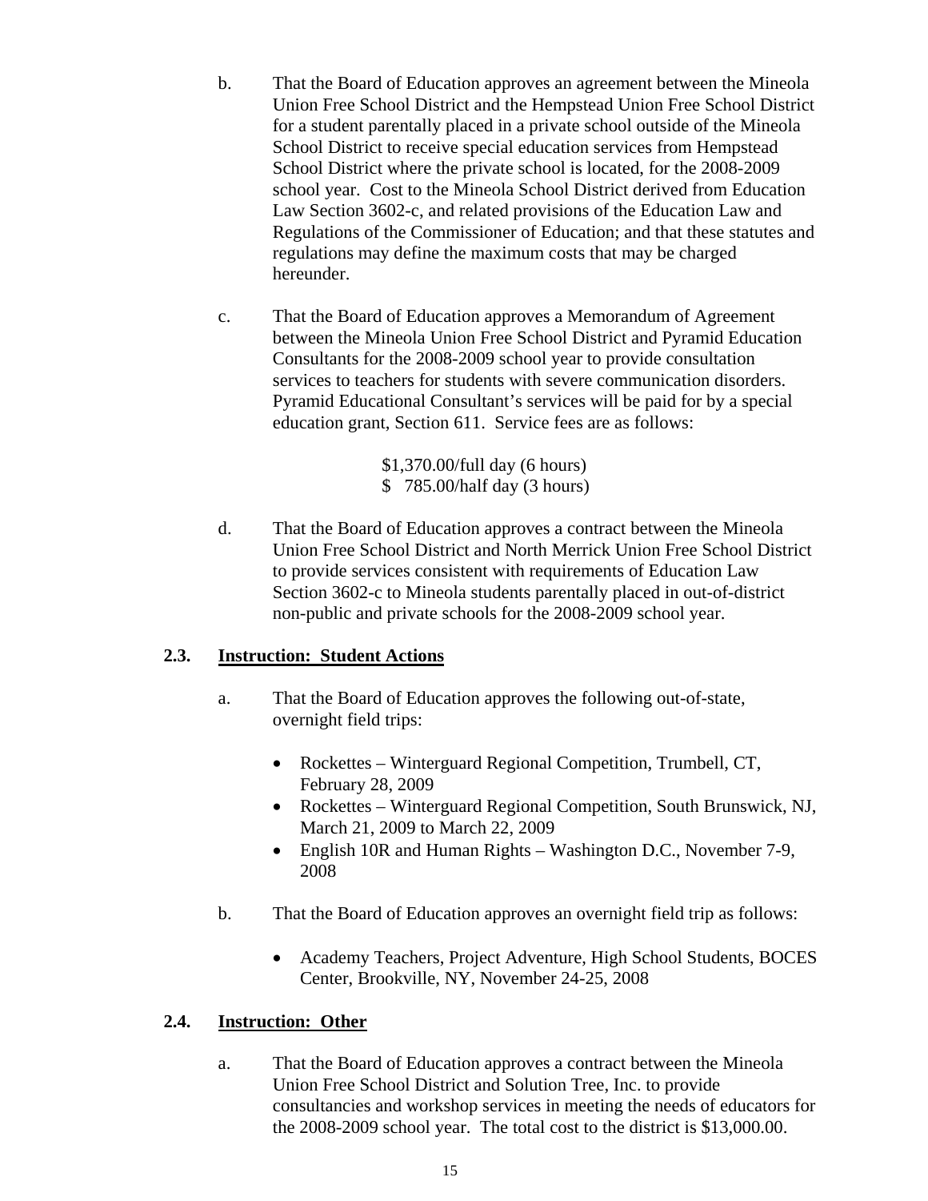b. That the Board of Education approves an agreement between the Mineola Union Free School District and the Hempstead Union Free School District for a student parentally placed in a private school outside of the Mineola School District to receive special education services from Hempstead School District where the private school is located, for the 2008-2009 school year. Cost to the Mineola School District derived from Education Law Section 3602-c, and related provisions of the Education Law and Regulations of the Commissioner of Education; and that these statutes and regulations may define the maximum costs that may be charged hereunder.

c. That the Board of Education approves a Memorandum of Agreement between the Mineola Union Free School District and Pyramid Education Consultants for the 2008-2009 school year to provide consultation services to teachers for students with severe communication disorders. Pyramid Educational Consultant's services will be paid for by a special education grant, Section 611. Service fees are as follows:

   $1,370.00/full day (6 hours)
   $ 785.00/half day (3 hours)

d. That the Board of Education approves a contract between the Mineola Union Free School District and North Merrick Union Free School District to provide services consistent with requirements of Education Law Section 3602-c to Mineola students parentally placed in out-of-district non-public and private schools for the 2008-2009 school year.

**2.3. Instruction: Student Actions**

a. That the Board of Education approves the following out-of-state, overnight field trips:

- Rockettes – Winterguard Regional Competition, Trumbell, CT, February 28, 2009
- Rockettes – Winterguard Regional Competition, South Brunswick, NJ, March 21, 2009 to March 22, 2009
- English 10R and Human Rights – Washington D.C., November 7-9, 2008

b. That the Board of Education approves an overnight field trip as follows:

- Academy Teachers, Project Adventure, High School Students, BOCES Center, Brookville, NY, November 24-25, 2008

**2.4. Instruction: Other**

a. That the Board of Education approves a contract between the Mineola Union Free School District and Solution Tree, Inc. to provide consultancies and workshop services in meeting the needs of educators for the 2008-2009 school year. The total cost to the district is $13,000.00.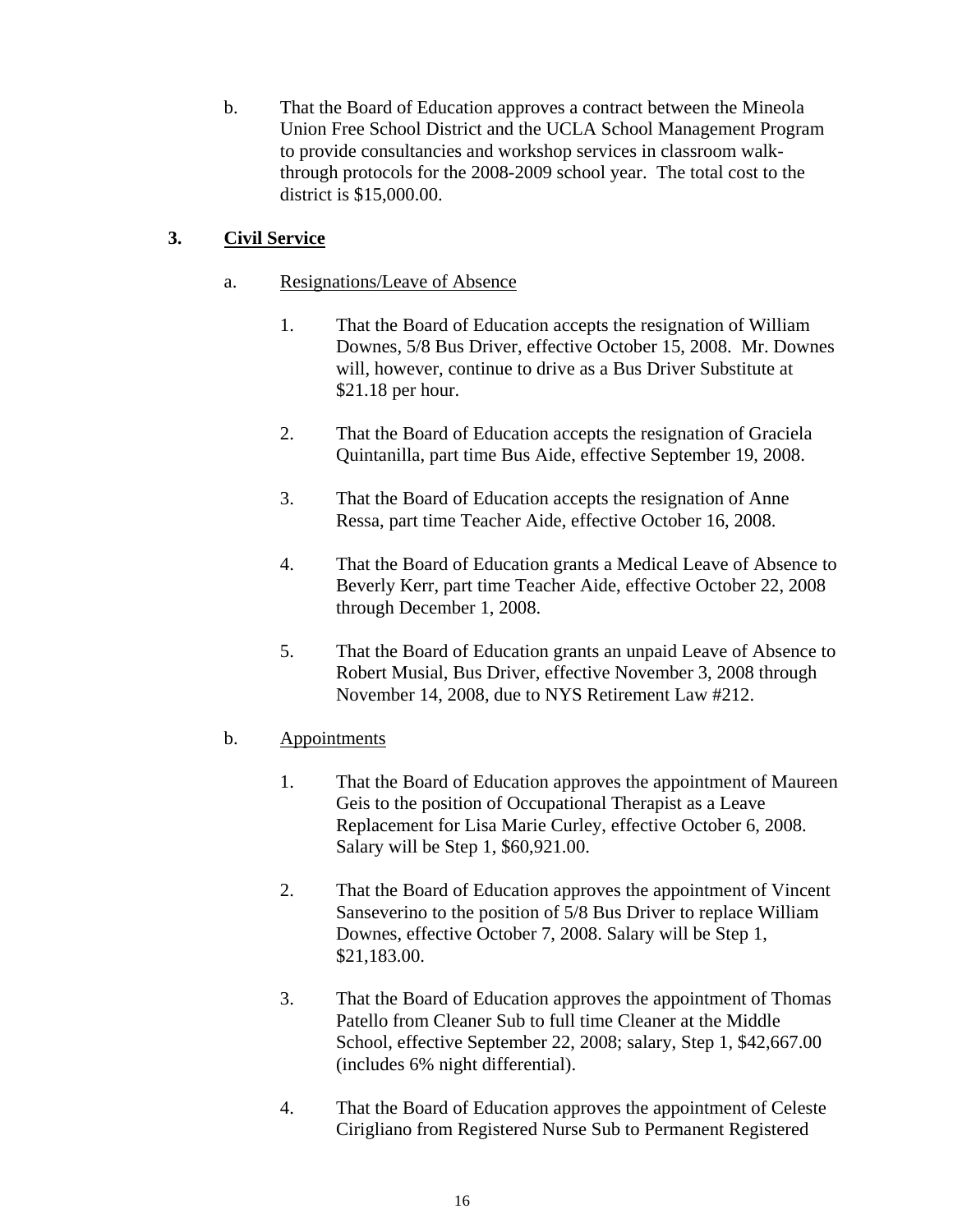b. That the Board of Education approves a contract between the Mineola Union Free School District and the UCLA School Management Program to provide consultancies and workshop services in classroom walk-through protocols for the 2008-2009 school year. The total cost to the district is $15,000.00.

**3. <u>Civil Service</u>**

a. <u>Resignations/Leave of Absence</u>

1. That the Board of Education accepts the resignation of William Downes, 5/8 Bus Driver, effective October 15, 2008. Mr. Downes will, however, continue to drive as a Bus Driver Substitute at $21.18 per hour.

2. That the Board of Education accepts the resignation of Graciela Quintanilla, part time Bus Aide, effective September 19, 2008.

3. That the Board of Education accepts the resignation of Anne Ressa, part time Teacher Aide, effective October 16, 2008.

4. That the Board of Education grants a Medical Leave of Absence to Beverly Kerr, part time Teacher Aide, effective October 22, 2008 through December 1, 2008.

5. That the Board of Education grants an unpaid Leave of Absence to Robert Musial, Bus Driver, effective November 3, 2008 through November 14, 2008, due to NYS Retirement Law #212.

b. <u>Appointments</u>

1. That the Board of Education approves the appointment of Maureen Geis to the position of Occupational Therapist as a Leave Replacement for Lisa Marie Curley, effective October 6, 2008. Salary will be Step 1, $60,921.00.

2. That the Board of Education approves the appointment of Vincent Sanseverino to the position of 5/8 Bus Driver to replace William Downes, effective October 7, 2008. Salary will be Step 1, $21,183.00.

3. That the Board of Education approves the appointment of Thomas Patello from Cleaner Sub to full time Cleaner at the Middle School, effective September 22, 2008; salary, Step 1, $42,667.00 (includes 6% night differential).

4. That the Board of Education approves the appointment of Celeste Cirigliano from Registered Nurse Sub to Permanent Registered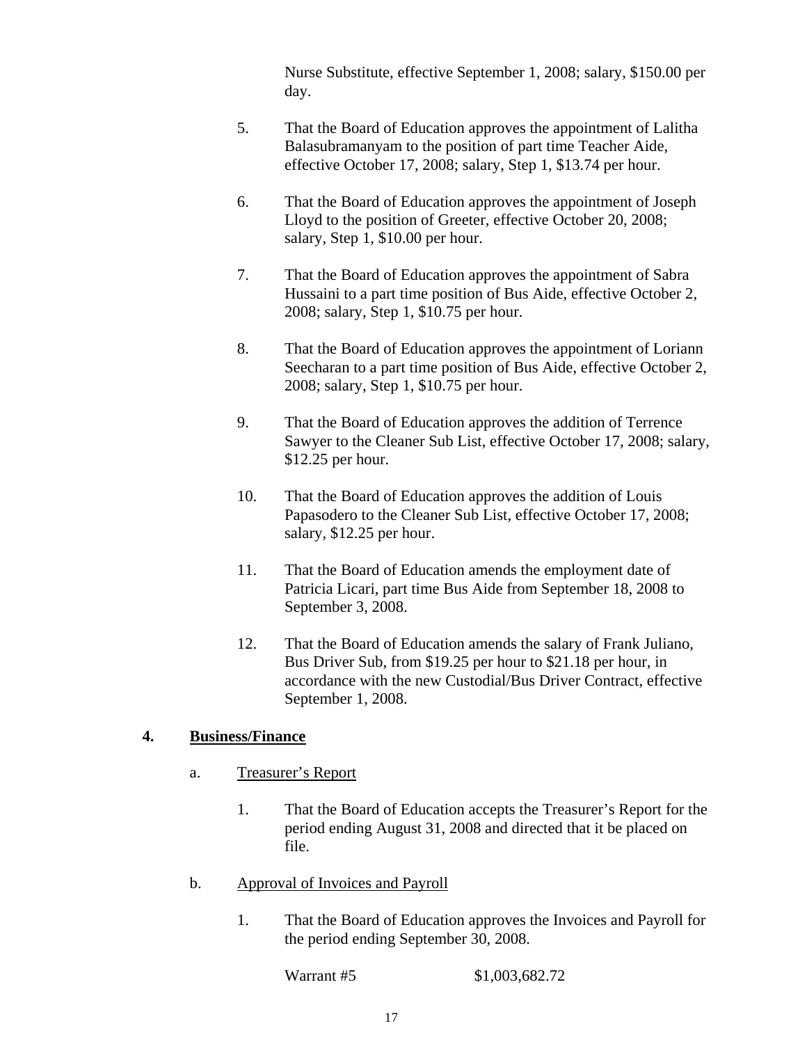Nurse Substitute, effective September 1, 2008; salary, $150.00 per day.

5. That the Board of Education approves the appointment of Lalitha Balasubramanyam to the position of part time Teacher Aide, effective October 17, 2008; salary, Step 1, $13.74 per hour.

6. That the Board of Education approves the appointment of Joseph Lloyd to the position of Greeter, effective October 20, 2008; salary, Step 1, $10.00 per hour.

7. That the Board of Education approves the appointment of Sabra Hussaini to a part time position of Bus Aide, effective October 2, 2008; salary, Step 1, $10.75 per hour.

8. That the Board of Education approves the appointment of Loriann Seecharan to a part time position of Bus Aide, effective October 2, 2008; salary, Step 1, $10.75 per hour.

9. That the Board of Education approves the addition of Terrence Sawyer to the Cleaner Sub List, effective October 17, 2008; salary, $12.25 per hour.

10. That the Board of Education approves the addition of Louis Papasodero to the Cleaner Sub List, effective October 17, 2008; salary, $12.25 per hour.

11. That the Board of Education amends the employment date of Patricia Licari, part time Bus Aide from September 18, 2008 to September 3, 2008.

12. That the Board of Education amends the salary of Frank Juliano, Bus Driver Sub, from $19.25 per hour to $21.18 per hour, in accordance with the new Custodial/Bus Driver Contract, effective September 1, 2008.

## 4. <u>Business/Finance</u>

a. <u>Treasurer's Report</u>

1. That the Board of Education accepts the Treasurer's Report for the period ending August 31, 2008 and directed that it be placed on file.

b. <u>Approval of Invoices and Payroll</u>

1. That the Board of Education approves the Invoices and Payroll for the period ending September 30, 2008.

Warrant #5 $1,003,682.72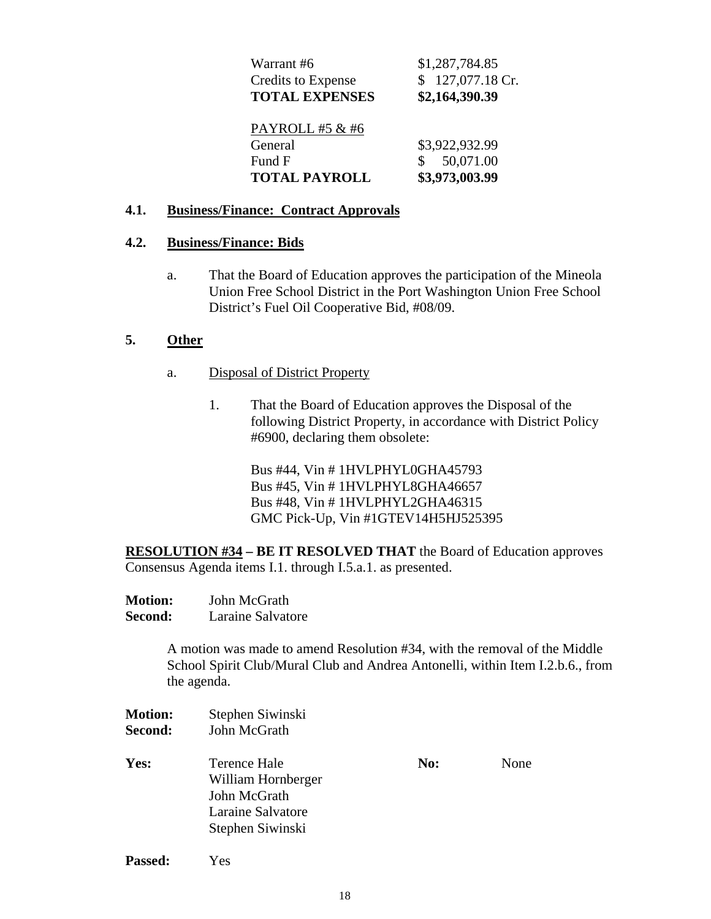| | |
|---|---|
| Warrant #6 | $1,287,784.85 |
| Credits to Expense | $ 127,077.18 Cr. |
| **TOTAL EXPENSES** | **$2,164,390.39** |
| | |
| PAYROLL #5 & #6 | |
| General | $3,922,932.99 |
| Fund F | $ 50,071.00 |
| **TOTAL PAYROLL** | **$3,973,003.99** |

**4.1. Business/Finance: Contract Approvals**

**4.2. Business/Finance: Bids**

a. That the Board of Education approves the participation of the Mineola Union Free School District in the Port Washington Union Free School District's Fuel Oil Cooperative Bid, #08/09.

**5. Other**

a. Disposal of District Property

1. That the Board of Education approves the Disposal of the following District Property, in accordance with District Policy #6900, declaring them obsolete:

Bus #44, Vin # 1HVLPHYL0GHA45793
Bus #45, Vin # 1HVLPHYL8GHA46657
Bus #48, Vin # 1HVLPHYL2GHA46315
GMC Pick-Up, Vin #1GTEV14H5HJ525395

**RESOLUTION #34 – BE IT RESOLVED THAT** the Board of Education approves Consensus Agenda items I.1. through I.5.a.1. as presented.

**Motion:** John McGrath
**Second:** Laraine Salvatore

A motion was made to amend Resolution #34, with the removal of the Middle School Spirit Club/Mural Club and Andrea Antonelli, within Item I.2.b.6., from the agenda.

**Motion:** Stephen Siwinski
**Second:** John McGrath

**Yes:** Terence Hale, William Hornberger, John McGrath, Laraine Salvatore, Stephen Siwinski

**No:** None

**Passed:** Yes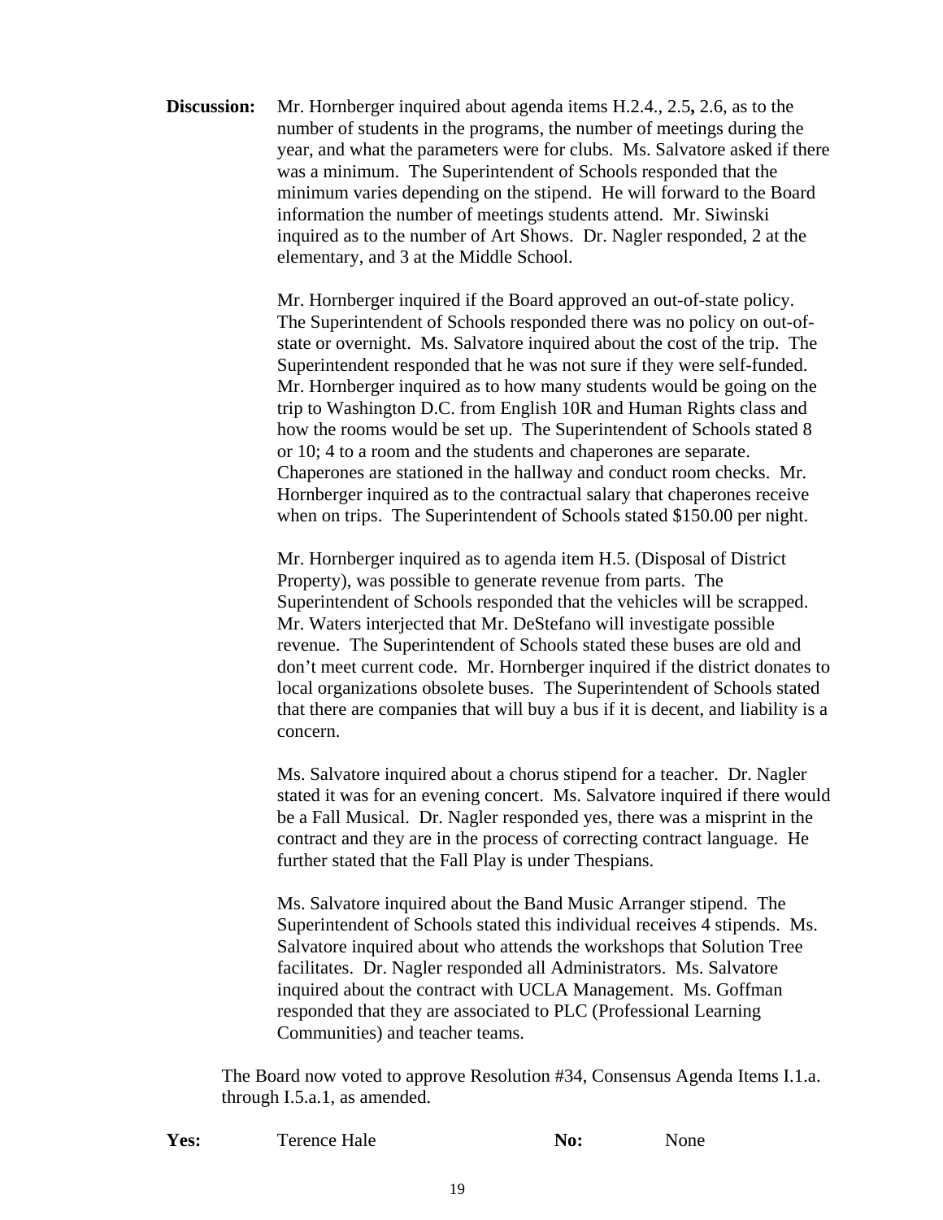**Discussion:** Mr. Hornberger inquired about agenda items H.2.4., 2.5**,** 2.6, as to the number of students in the programs, the number of meetings during the year, and what the parameters were for clubs. Ms. Salvatore asked if there was a minimum. The Superintendent of Schools responded that the minimum varies depending on the stipend. He will forward to the Board information the number of meetings students attend. Mr. Siwinski inquired as to the number of Art Shows. Dr. Nagler responded, 2 at the elementary, and 3 at the Middle School.

Mr. Hornberger inquired if the Board approved an out-of-state policy. The Superintendent of Schools responded there was no policy on out-of-state or overnight. Ms. Salvatore inquired about the cost of the trip. The Superintendent responded that he was not sure if they were self-funded. Mr. Hornberger inquired as to how many students would be going on the trip to Washington D.C. from English 10R and Human Rights class and how the rooms would be set up. The Superintendent of Schools stated 8 or 10; 4 to a room and the students and chaperones are separate. Chaperones are stationed in the hallway and conduct room checks. Mr. Hornberger inquired as to the contractual salary that chaperones receive when on trips. The Superintendent of Schools stated $150.00 per night.

Mr. Hornberger inquired as to agenda item H.5. (Disposal of District Property), was possible to generate revenue from parts. The Superintendent of Schools responded that the vehicles will be scrapped. Mr. Waters interjected that Mr. DeStefano will investigate possible revenue. The Superintendent of Schools stated these buses are old and don't meet current code. Mr. Hornberger inquired if the district donates to local organizations obsolete buses. The Superintendent of Schools stated that there are companies that will buy a bus if it is decent, and liability is a concern.

Ms. Salvatore inquired about a chorus stipend for a teacher. Dr. Nagler stated it was for an evening concert. Ms. Salvatore inquired if there would be a Fall Musical. Dr. Nagler responded yes, there was a misprint in the contract and they are in the process of correcting contract language. He further stated that the Fall Play is under Thespians.

Ms. Salvatore inquired about the Band Music Arranger stipend. The Superintendent of Schools stated this individual receives 4 stipends. Ms. Salvatore inquired about who attends the workshops that Solution Tree facilitates. Dr. Nagler responded all Administrators. Ms. Salvatore inquired about the contract with UCLA Management. Ms. Goffman responded that they are associated to PLC (Professional Learning Communities) and teacher teams.

The Board now voted to approve Resolution #34, Consensus Agenda Items I.1.a. through I.5.a.1, as amended.

**Yes:** Terence Hale **No:** None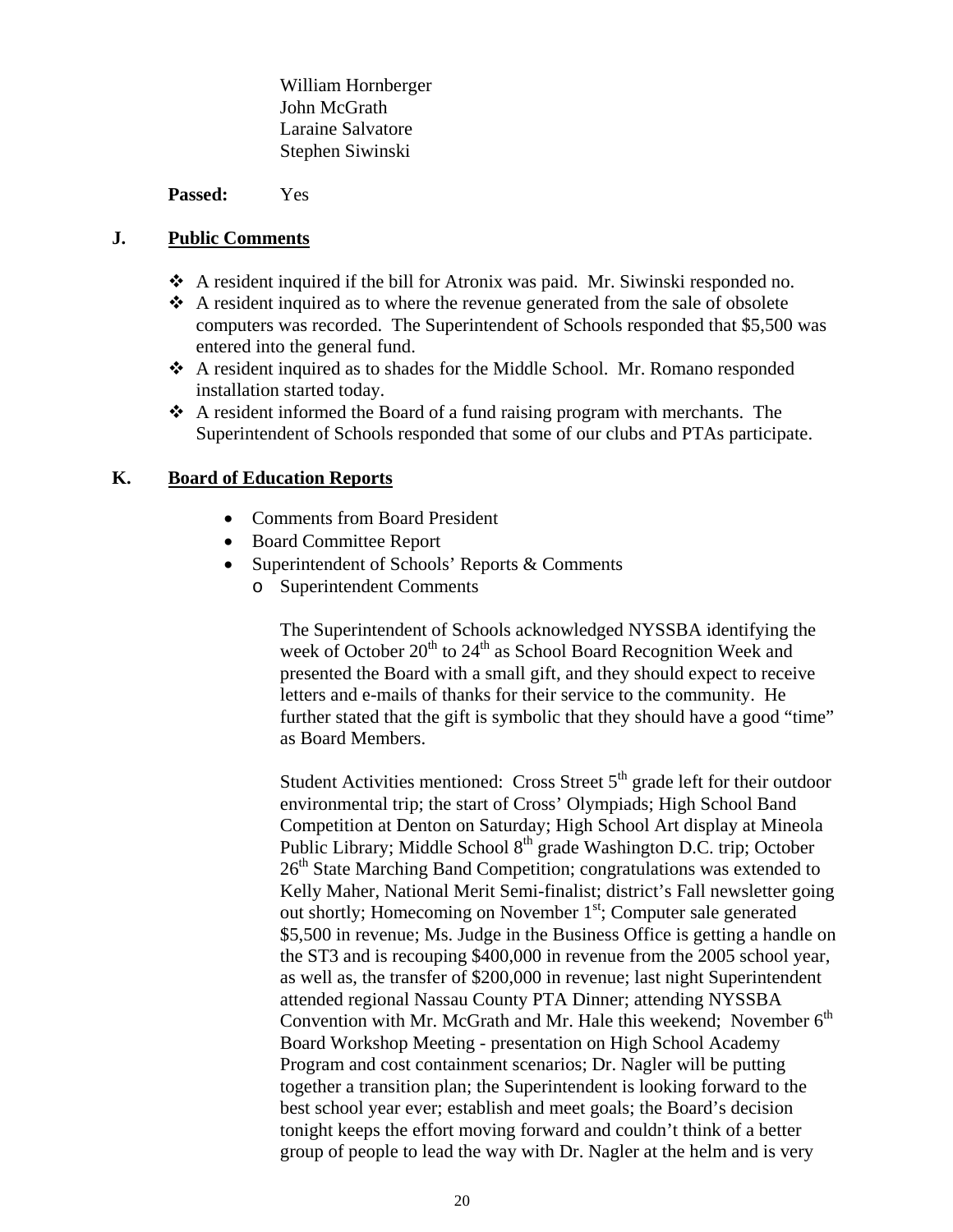William Hornberger
John McGrath
Laraine Salvatore
Stephen Siwinski

**Passed:** Yes

## J. Public Comments

- A resident inquired if the bill for Atronix was paid. Mr. Siwinski responded no.
- A resident inquired as to where the revenue generated from the sale of obsolete computers was recorded. The Superintendent of Schools responded that $5,500 was entered into the general fund.
- A resident inquired as to shades for the Middle School. Mr. Romano responded installation started today.
- A resident informed the Board of a fund raising program with merchants. The Superintendent of Schools responded that some of our clubs and PTAs participate.

## K. Board of Education Reports

- Comments from Board President
- Board Committee Report
- Superintendent of Schools' Reports & Comments
  - Superintendent Comments

    The Superintendent of Schools acknowledged NYSSBA identifying the week of October 20th to 24th as School Board Recognition Week and presented the Board with a small gift, and they should expect to receive letters and e-mails of thanks for their service to the community. He further stated that the gift is symbolic that they should have a good "time" as Board Members.

    Student Activities mentioned: Cross Street 5th grade left for their outdoor environmental trip; the start of Cross' Olympiads; High School Band Competition at Denton on Saturday; High School Art display at Mineola Public Library; Middle School 8th grade Washington D.C. trip; October 26th State Marching Band Competition; congratulations was extended to Kelly Maher, National Merit Semi-finalist; district's Fall newsletter going out shortly; Homecoming on November 1st; Computer sale generated $5,500 in revenue; Ms. Judge in the Business Office is getting a handle on the ST3 and is recouping $400,000 in revenue from the 2005 school year, as well as, the transfer of $200,000 in revenue; last night Superintendent attended regional Nassau County PTA Dinner; attending NYSSBA Convention with Mr. McGrath and Mr. Hale this weekend; November 6th Board Workshop Meeting - presentation on High School Academy Program and cost containment scenarios; Dr. Nagler will be putting together a transition plan; the Superintendent is looking forward to the best school year ever; establish and meet goals; the Board's decision tonight keeps the effort moving forward and couldn't think of a better group of people to lead the way with Dr. Nagler at the helm and is very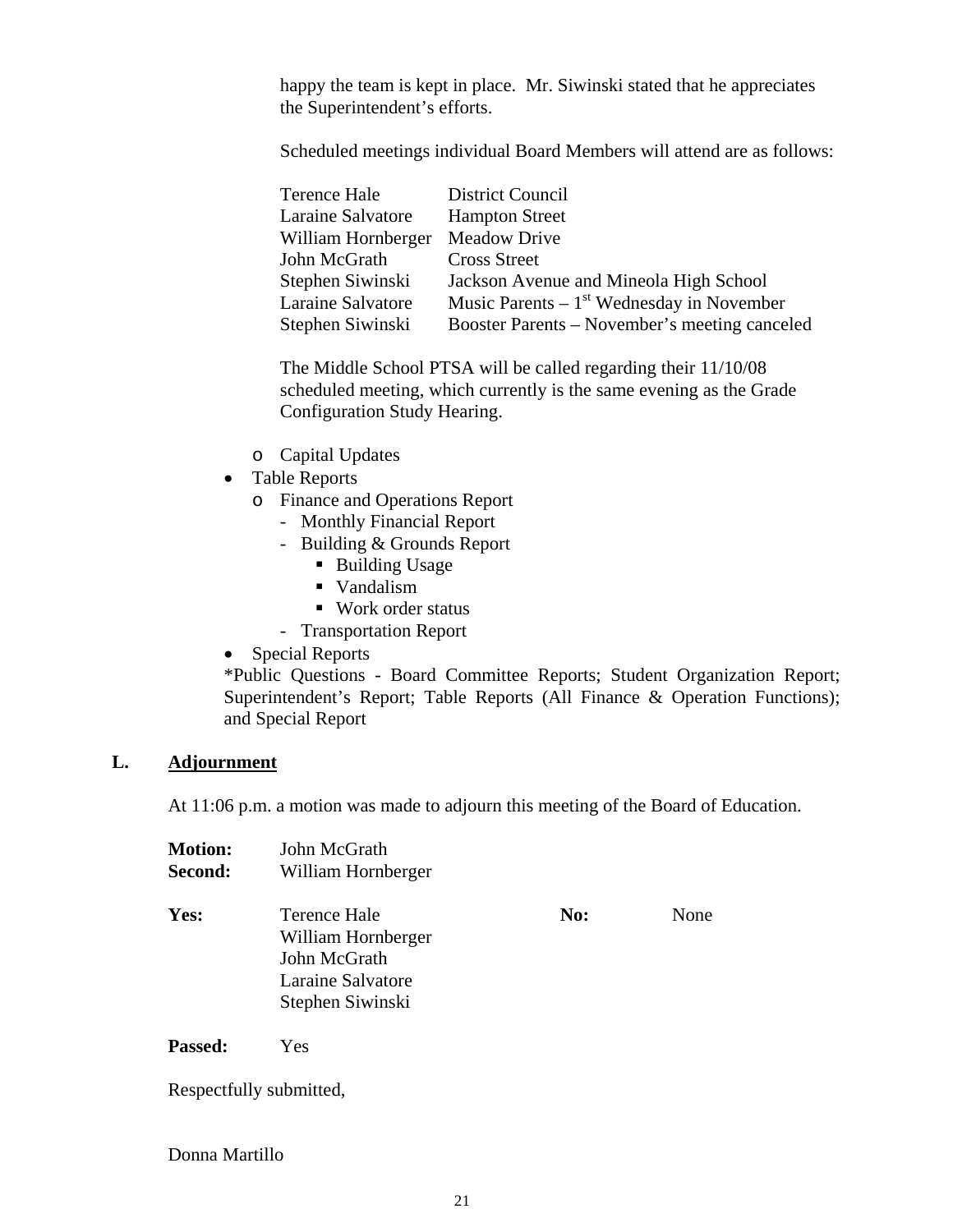happy the team is kept in place. Mr. Siwinski stated that he appreciates the Superintendent's efforts.

Scheduled meetings individual Board Members will attend are as follows:

| | |
|---|---|
| Terence Hale | District Council |
| Laraine Salvatore | Hampton Street |
| William Hornberger | Meadow Drive |
| John McGrath | Cross Street |
| Stephen Siwinski | Jackson Avenue and Mineola High School |
| Laraine Salvatore | Music Parents – 1st Wednesday in November |
| Stephen Siwinski | Booster Parents – November's meeting canceled |

The Middle School PTSA will be called regarding their 11/10/08 scheduled meeting, which currently is the same evening as the Grade Configuration Study Hearing.

- Capital Updates
- Table Reports
  - Finance and Operations Report
    - Monthly Financial Report
    - Building & Grounds Report
      - Building Usage
      - Vandalism
      - Work order status
    - Transportation Report
- Special Reports

*Public Questions - Board Committee Reports; Student Organization Report; Superintendent's Report; Table Reports (All Finance & Operation Functions); and Special Report

## L. Adjournment

At 11:06 p.m. a motion was made to adjourn this meeting of the Board of Education.

**Motion:** John McGrath
**Second:** William Hornberger

**Yes:** Terence Hale
William Hornberger
John McGrath
Laraine Salvatore
Stephen Siwinski

**No:** None

**Passed:** Yes

Respectfully submitted,

Donna Martillo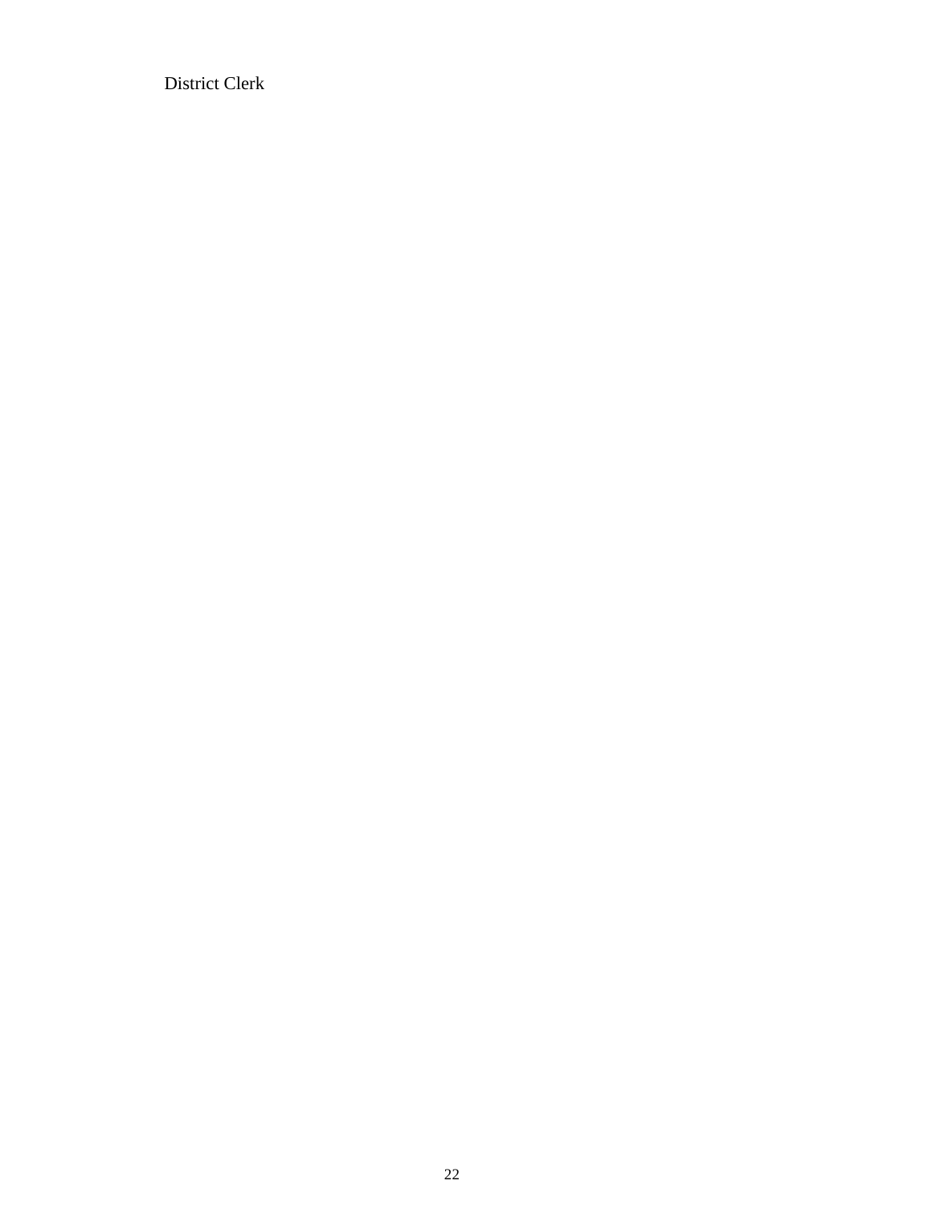District Clerk